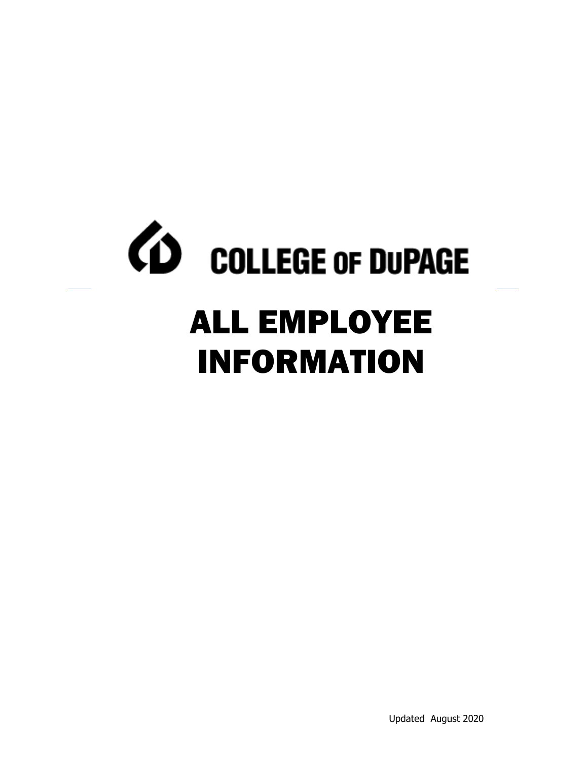COLLEGE OF DUPAGE

# ALL EMPLOYEE INFORMATION

Updated August 2020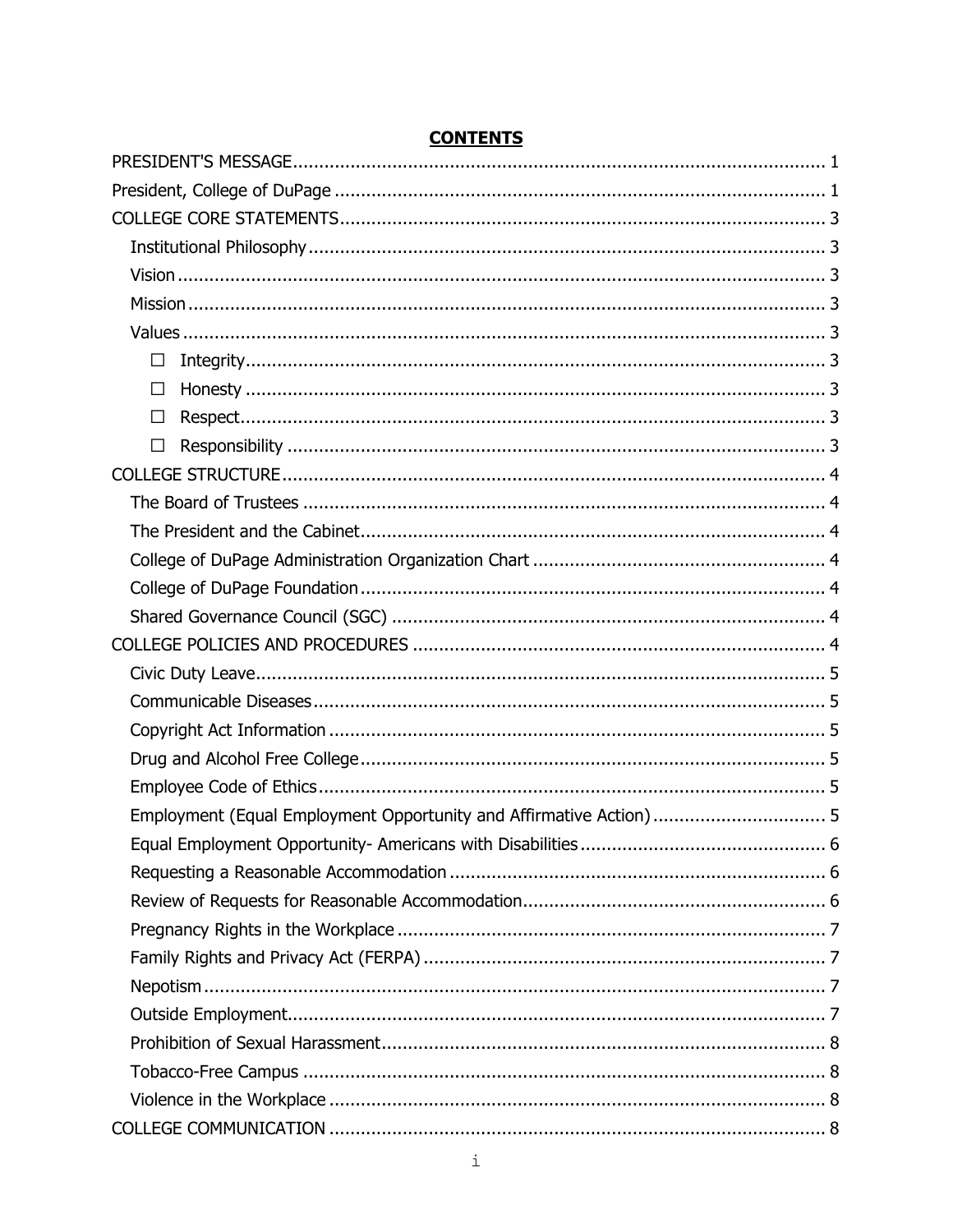## CONTENTS

PRESIDENT'S MESSAGE ........ 1
President, College of DuPage ........ 1
COLLEGE CORE STATEMENTS ........ 3
- Institutional Philosophy ........ 3
- Vision ........ 3
- Mission ........ 3
- Values ........ 3
  - ☐ Integrity ........ 3
  - ☐ Honesty ........ 3
  - ☐ Respect ........ 3
  - ☐ Responsibility ........ 3

COLLEGE STRUCTURE ........ 4
- The Board of Trustees ........ 4
- The President and the Cabinet ........ 4
- College of DuPage Administration Organization Chart ........ 4
- College of DuPage Foundation ........ 4
- Shared Governance Council (SGC) ........ 4

COLLEGE POLICIES AND PROCEDURES ........ 4
- Civic Duty Leave ........ 5
- Communicable Diseases ........ 5
- Copyright Act Information ........ 5
- Drug and Alcohol Free College ........ 5
- Employee Code of Ethics ........ 5
- Employment (Equal Employment Opportunity and Affirmative Action) ........ 5
- Equal Employment Opportunity- Americans with Disabilities ........ 6
- Requesting a Reasonable Accommodation ........ 6
- Review of Requests for Reasonable Accommodation ........ 6
- Pregnancy Rights in the Workplace ........ 7
- Family Rights and Privacy Act (FERPA) ........ 7
- Nepotism ........ 7
- Outside Employment ........ 7
- Prohibition of Sexual Harassment ........ 8
- Tobacco-Free Campus ........ 8
- Violence in the Workplace ........ 8

COLLEGE COMMUNICATION ........ 8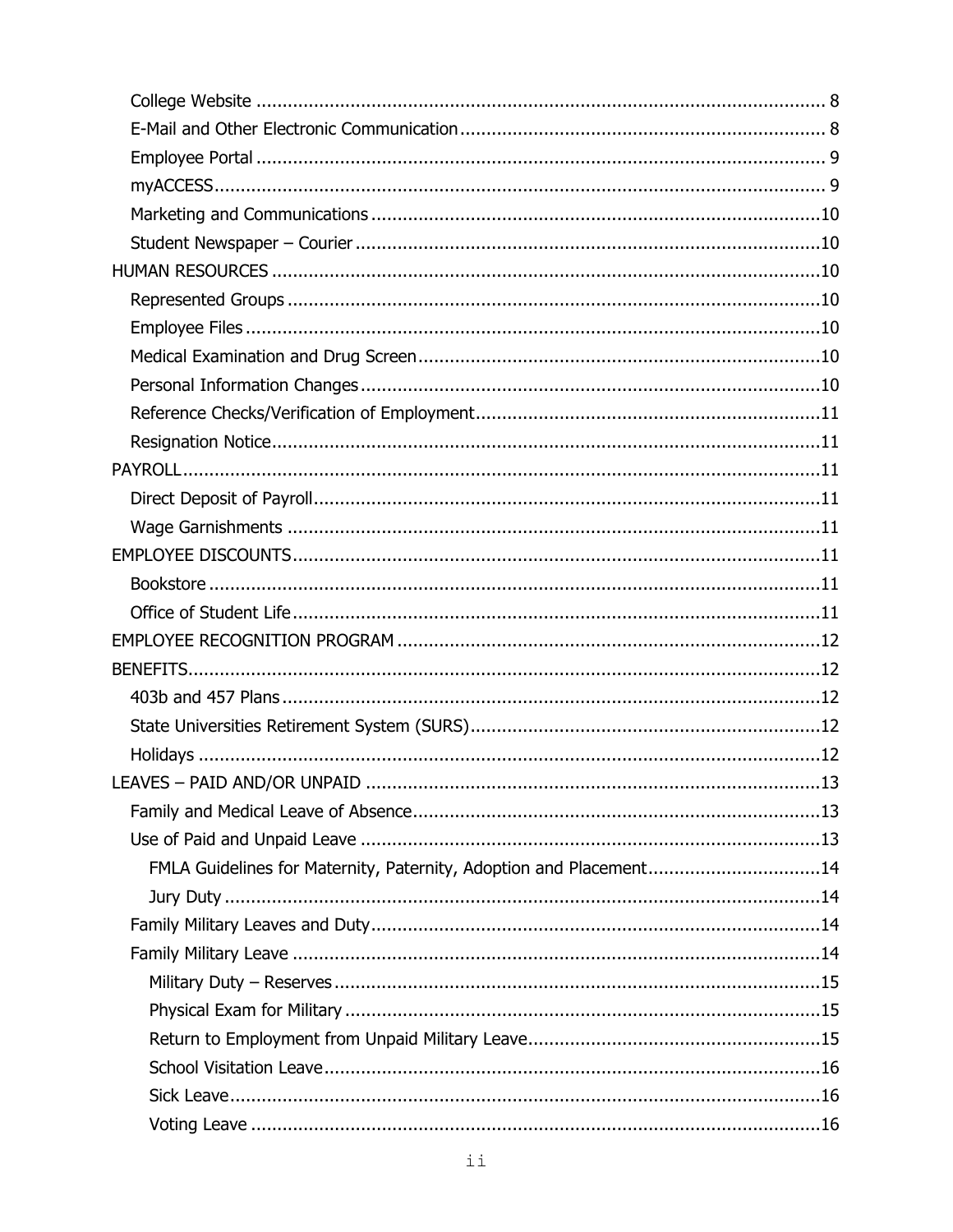- College Website ........................................................................................................ 8
- E-Mail and Other Electronic Communication ...................................................................... 8
- Employee Portal ........................................................................................................ 9
- myACCESS .............................................................................................................. 9
- Marketing and Communications ..................................................................................... 10
- Student Newspaper – Courier ........................................................................................ 10

HUMAN RESOURCES ...................................................................................................... 10

- Represented Groups ................................................................................................... 10
- Employee Files .......................................................................................................... 10
- Medical Examination and Drug Screen ............................................................................ 10
- Personal Information Changes ....................................................................................... 10
- Reference Checks/Verification of Employment ................................................................. 11
- Resignation Notice ..................................................................................................... 11

PAYROLL ...................................................................................................................... 11

- Direct Deposit of Payroll ............................................................................................... 11
- Wage Garnishments .................................................................................................... 11

EMPLOYEE DISCOUNTS ................................................................................................... 11

- Bookstore ................................................................................................................. 11
- Office of Student Life ................................................................................................... 11

EMPLOYEE RECOGNITION PROGRAM ................................................................................ 12

BENEFITS ..................................................................................................................... 12

- 403b and 457 Plans ..................................................................................................... 12
- State Universities Retirement System (SURS) ................................................................... 12
- Holidays ................................................................................................................... 12

LEAVES – PAID AND/OR UNPAID ...................................................................................... 13

- Family and Medical Leave of Absence ............................................................................. 13
- Use of Paid and Unpaid Leave ....................................................................................... 13
  - FMLA Guidelines for Maternity, Paternity, Adoption and Placement ................................. 14
  - Jury Duty ............................................................................................................... 14
- Family Military Leaves and Duty ..................................................................................... 14
- Family Military Leave ................................................................................................... 14
  - Military Duty – Reserves ............................................................................................ 15
  - Physical Exam for Military .......................................................................................... 15
  - Return to Employment from Unpaid Military Leave ........................................................ 15
  - School Visitation Leave .............................................................................................. 16
  - Sick Leave ............................................................................................................... 16
  - Voting Leave ............................................................................................................ 16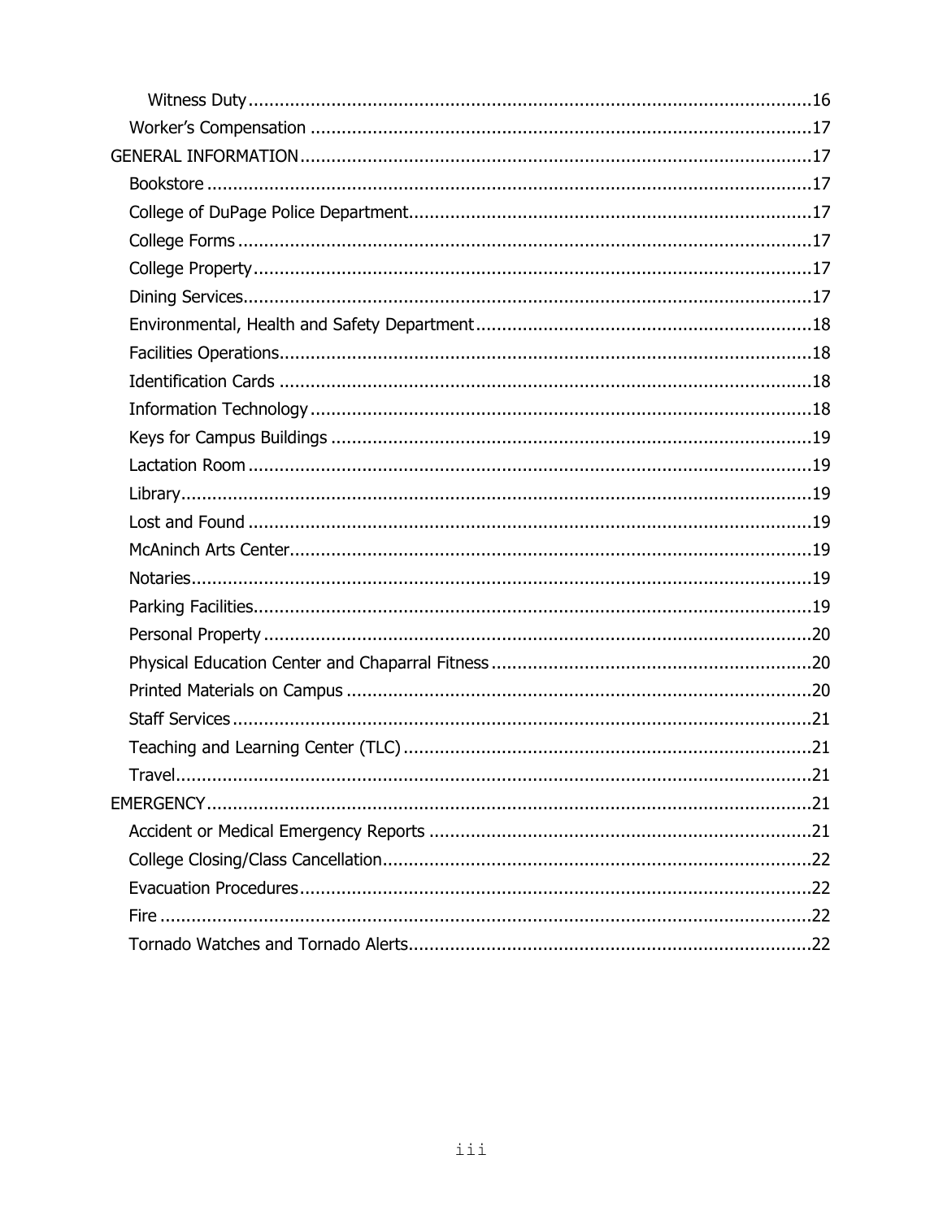Witness Duty ............................................................................................................16
Worker's Compensation ................................................................................................17
GENERAL INFORMATION ..................................................................................................17
Bookstore ....................................................................................................................17
College of DuPage Police Department ............................................................................17
College Forms ..............................................................................................................17
College Property ...........................................................................................................17
Dining Services .............................................................................................................17
Environmental, Health and Safety Department ................................................................18
Facilities Operations ......................................................................................................18
Identification Cards .......................................................................................................18
Information Technology .................................................................................................18
Keys for Campus Buildings ............................................................................................19
Lactation Room .............................................................................................................19
Library ..........................................................................................................................19
Lost and Found .............................................................................................................19
McAninch Arts Center ....................................................................................................19
Notaries ........................................................................................................................19
Parking Facilities ...........................................................................................................19
Personal Property ..........................................................................................................20
Physical Education Center and Chaparral Fitness .............................................................20
Printed Materials on Campus ..........................................................................................20
Staff Services ................................................................................................................21
Teaching and Learning Center (TLC) ..............................................................................21
Travel ...........................................................................................................................21
EMERGENCY ....................................................................................................................21
Accident or Medical Emergency Reports .........................................................................21
College Closing/Class Cancellation ..................................................................................22
Evacuation Procedures ..................................................................................................22
Fire ..............................................................................................................................22
Tornado Watches and Tornado Alerts .............................................................................22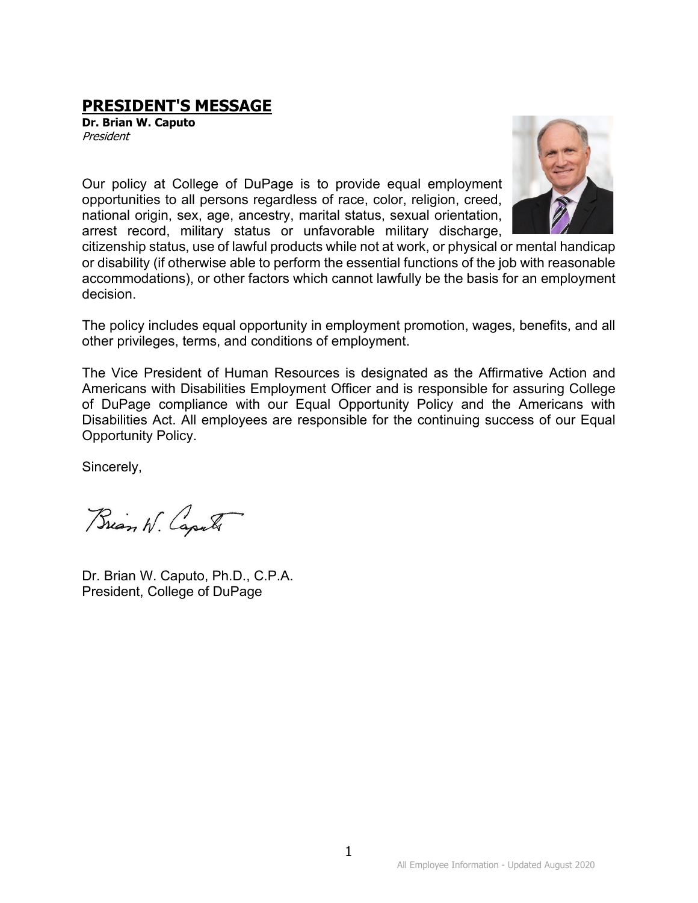## PRESIDENT'S MESSAGE

**Dr. Brian W. Caputo**
*President*

Our policy at College of DuPage is to provide equal employment opportunities to all persons regardless of race, color, religion, creed, national origin, sex, age, ancestry, marital status, sexual orientation, arrest record, military status or unfavorable military discharge, citizenship status, use of lawful products while not at work, or physical or mental handicap or disability (if otherwise able to perform the essential functions of the job with reasonable accommodations), or other factors which cannot lawfully be the basis for an employment decision.

The policy includes equal opportunity in employment promotion, wages, benefits, and all other privileges, terms, and conditions of employment.

The Vice President of Human Resources is designated as the Affirmative Action and Americans with Disabilities Employment Officer and is responsible for assuring College of DuPage compliance with our Equal Opportunity Policy and the Americans with Disabilities Act. All employees are responsible for the continuing success of our Equal Opportunity Policy.

Sincerely,

Brian W. Caputo

Dr. Brian W. Caputo, Ph.D., C.P.A.
President, College of DuPage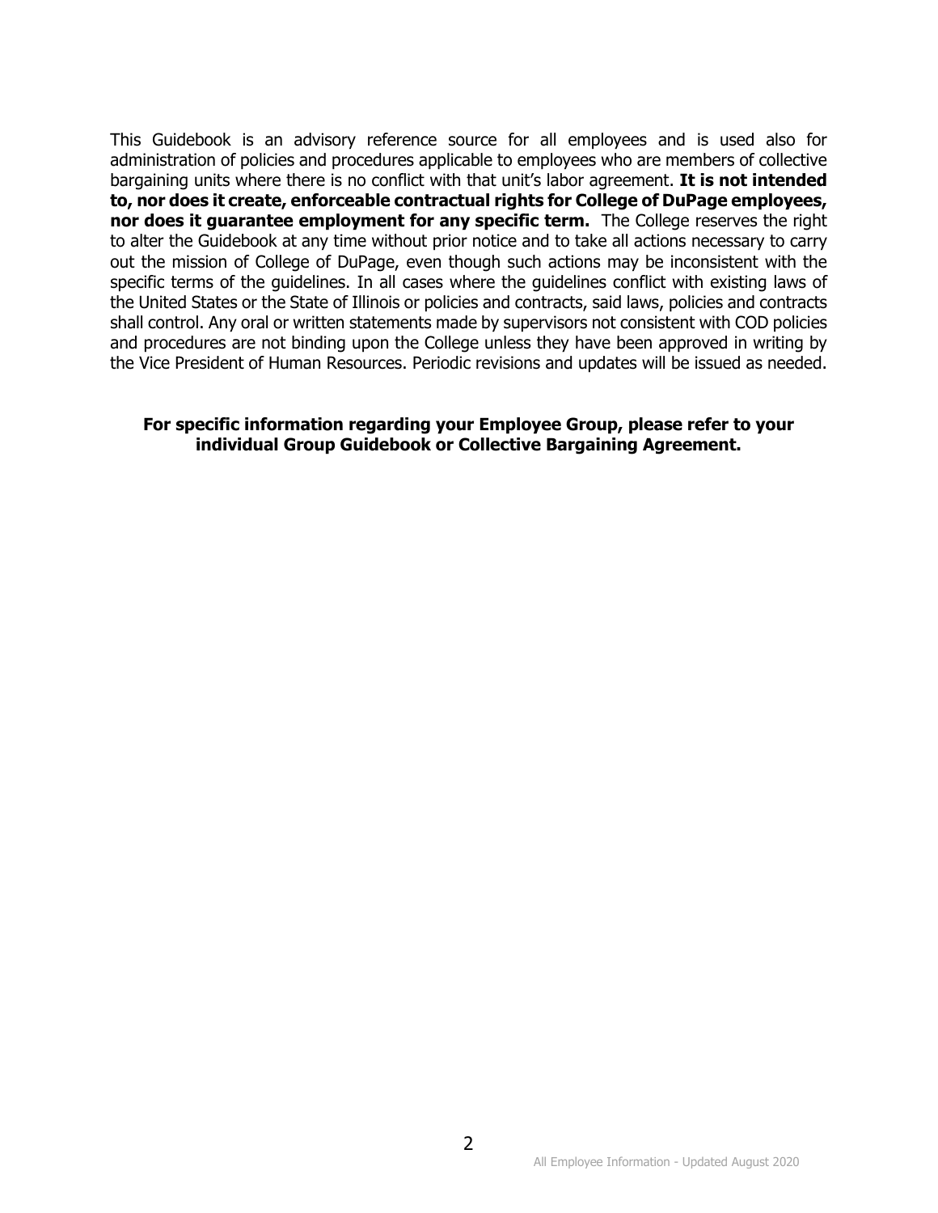This Guidebook is an advisory reference source for all employees and is used also for administration of policies and procedures applicable to employees who are members of collective bargaining units where there is no conflict with that unit's labor agreement. **It is not intended to, nor does it create, enforceable contractual rights for College of DuPage employees, nor does it guarantee employment for any specific term.** The College reserves the right to alter the Guidebook at any time without prior notice and to take all actions necessary to carry out the mission of College of DuPage, even though such actions may be inconsistent with the specific terms of the guidelines. In all cases where the guidelines conflict with existing laws of the United States or the State of Illinois or policies and contracts, said laws, policies and contracts shall control. Any oral or written statements made by supervisors not consistent with COD policies and procedures are not binding upon the College unless they have been approved in writing by the Vice President of Human Resources. Periodic revisions and updates will be issued as needed.

**For specific information regarding your Employee Group, please refer to your individual Group Guidebook or Collective Bargaining Agreement.**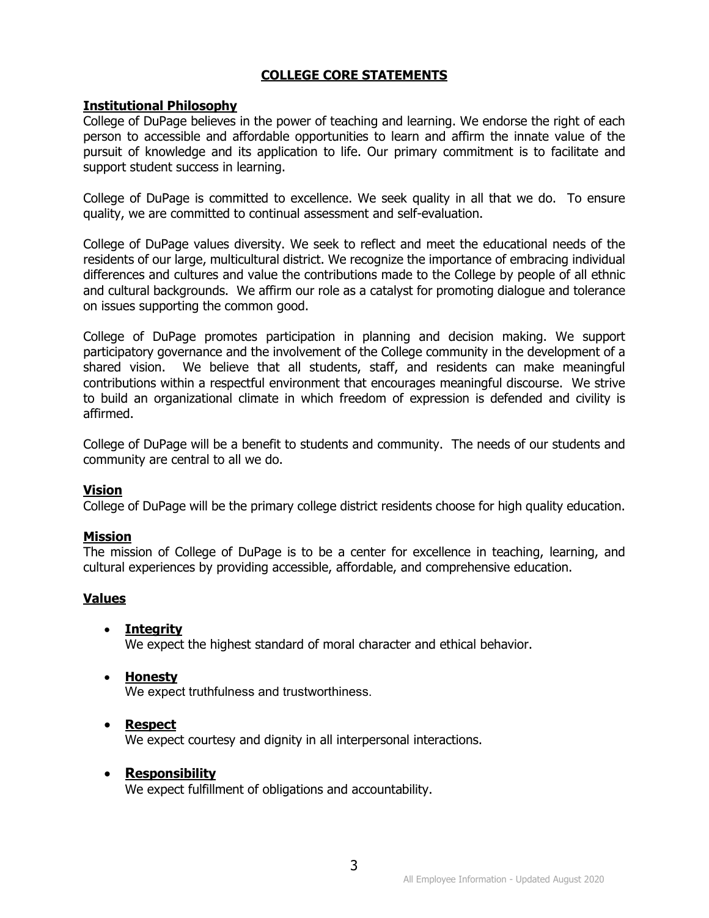# COLLEGE CORE STATEMENTS

## Institutional Philosophy

College of DuPage believes in the power of teaching and learning. We endorse the right of each person to accessible and affordable opportunities to learn and affirm the innate value of the pursuit of knowledge and its application to life. Our primary commitment is to facilitate and support student success in learning.

College of DuPage is committed to excellence. We seek quality in all that we do. To ensure quality, we are committed to continual assessment and self-evaluation.

College of DuPage values diversity. We seek to reflect and meet the educational needs of the residents of our large, multicultural district. We recognize the importance of embracing individual differences and cultures and value the contributions made to the College by people of all ethnic and cultural backgrounds. We affirm our role as a catalyst for promoting dialogue and tolerance on issues supporting the common good.

College of DuPage promotes participation in planning and decision making. We support participatory governance and the involvement of the College community in the development of a shared vision. We believe that all students, staff, and residents can make meaningful contributions within a respectful environment that encourages meaningful discourse. We strive to build an organizational climate in which freedom of expression is defended and civility is affirmed.

College of DuPage will be a benefit to students and community. The needs of our students and community are central to all we do.

## Vision

College of DuPage will be the primary college district residents choose for high quality education.

## Mission

The mission of College of DuPage is to be a center for excellence in teaching, learning, and cultural experiences by providing accessible, affordable, and comprehensive education.

## Values

- **Integrity**
  We expect the highest standard of moral character and ethical behavior.

- **Honesty**
  We expect truthfulness and trustworthiness.

- **Respect**
  We expect courtesy and dignity in all interpersonal interactions.

- **Responsibility**
  We expect fulfillment of obligations and accountability.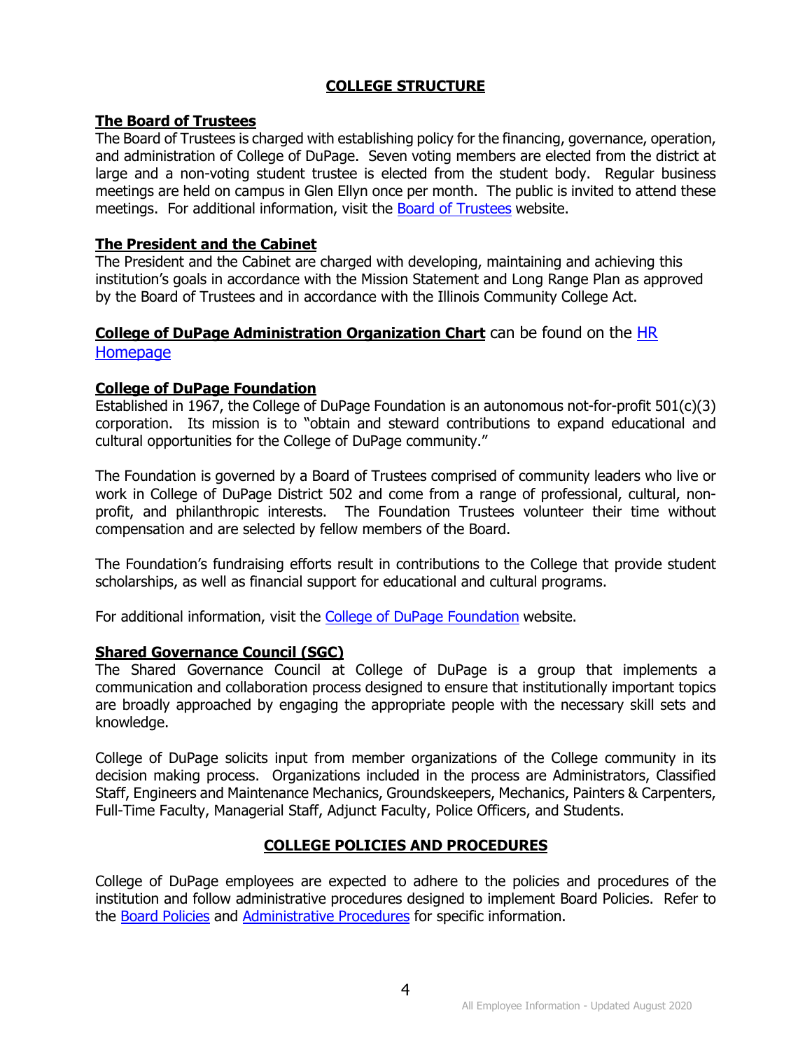# COLLEGE STRUCTURE

## The Board of Trustees

The Board of Trustees is charged with establishing policy for the financing, governance, operation, and administration of College of DuPage. Seven voting members are elected from the district at large and a non-voting student trustee is elected from the student body. Regular business meetings are held on campus in Glen Ellyn once per month. The public is invited to attend these meetings. For additional information, visit the Board of Trustees website.

## The President and the Cabinet

The President and the Cabinet are charged with developing, maintaining and achieving this institution's goals in accordance with the Mission Statement and Long Range Plan as approved by the Board of Trustees and in accordance with the Illinois Community College Act.

**College of DuPage Administration Organization Chart** can be found on the HR Homepage

## College of DuPage Foundation

Established in 1967, the College of DuPage Foundation is an autonomous not-for-profit 501(c)(3) corporation. Its mission is to "obtain and steward contributions to expand educational and cultural opportunities for the College of DuPage community."

The Foundation is governed by a Board of Trustees comprised of community leaders who live or work in College of DuPage District 502 and come from a range of professional, cultural, non-profit, and philanthropic interests. The Foundation Trustees volunteer their time without compensation and are selected by fellow members of the Board.

The Foundation's fundraising efforts result in contributions to the College that provide student scholarships, as well as financial support for educational and cultural programs.

For additional information, visit the College of DuPage Foundation website.

## Shared Governance Council (SGC)

The Shared Governance Council at College of DuPage is a group that implements a communication and collaboration process designed to ensure that institutionally important topics are broadly approached by engaging the appropriate people with the necessary skill sets and knowledge.

College of DuPage solicits input from member organizations of the College community in its decision making process. Organizations included in the process are Administrators, Classified Staff, Engineers and Maintenance Mechanics, Groundskeepers, Mechanics, Painters & Carpenters, Full-Time Faculty, Managerial Staff, Adjunct Faculty, Police Officers, and Students.

# COLLEGE POLICIES AND PROCEDURES

College of DuPage employees are expected to adhere to the policies and procedures of the institution and follow administrative procedures designed to implement Board Policies. Refer to the Board Policies and Administrative Procedures for specific information.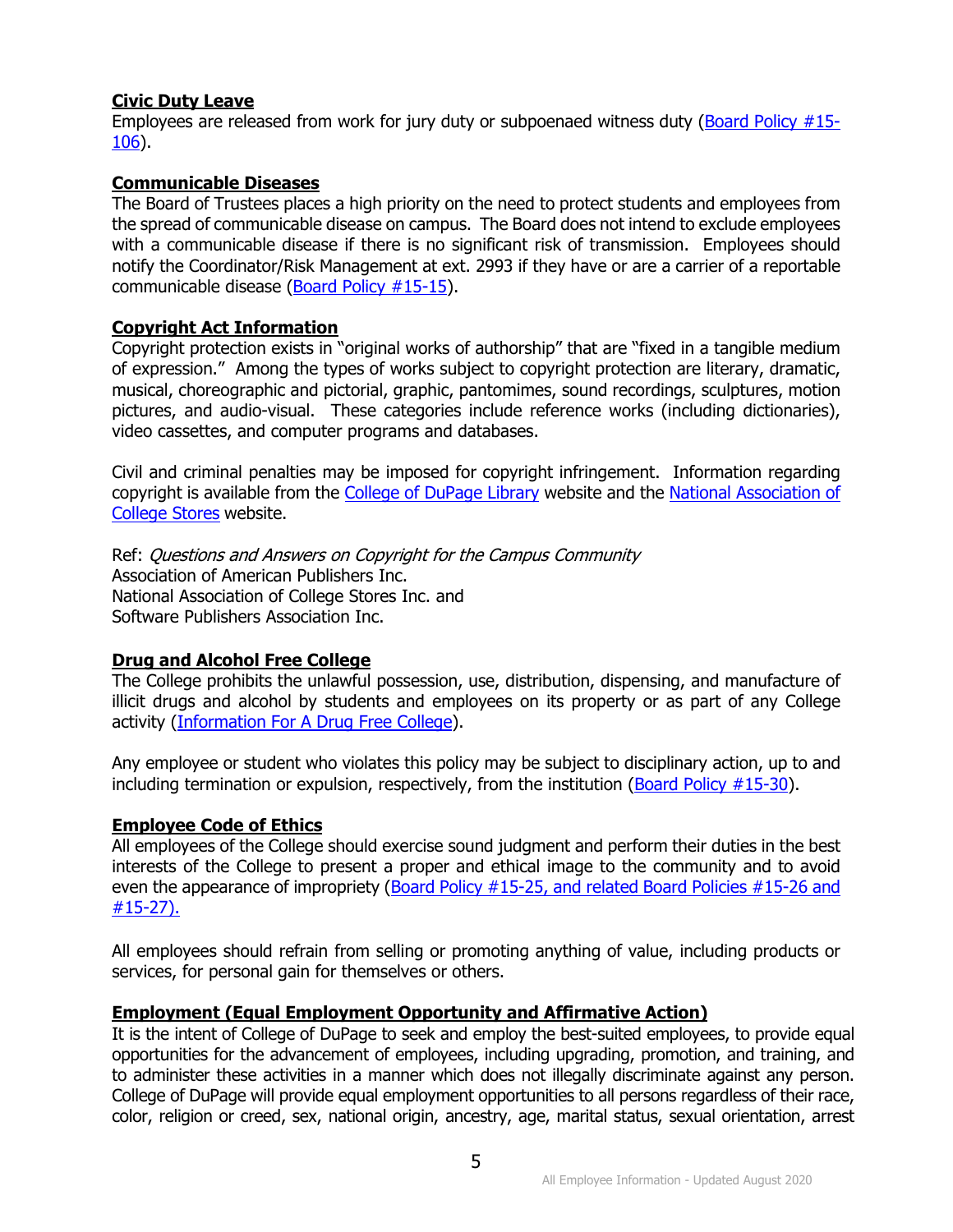**Civic Duty Leave**

Employees are released from work for jury duty or subpoenaed witness duty (Board Policy #15-106).

**Communicable Diseases**

The Board of Trustees places a high priority on the need to protect students and employees from the spread of communicable disease on campus. The Board does not intend to exclude employees with a communicable disease if there is no significant risk of transmission. Employees should notify the Coordinator/Risk Management at ext. 2993 if they have or are a carrier of a reportable communicable disease (Board Policy #15-15).

**Copyright Act Information**

Copyright protection exists in "original works of authorship" that are "fixed in a tangible medium of expression." Among the types of works subject to copyright protection are literary, dramatic, musical, choreographic and pictorial, graphic, pantomimes, sound recordings, sculptures, motion pictures, and audio-visual. These categories include reference works (including dictionaries), video cassettes, and computer programs and databases.

Civil and criminal penalties may be imposed for copyright infringement. Information regarding copyright is available from the College of DuPage Library website and the National Association of College Stores website.

Ref: *Questions and Answers on Copyright for the Campus Community*
Association of American Publishers Inc.
National Association of College Stores Inc. and
Software Publishers Association Inc.

**Drug and Alcohol Free College**

The College prohibits the unlawful possession, use, distribution, dispensing, and manufacture of illicit drugs and alcohol by students and employees on its property or as part of any College activity (Information For A Drug Free College).

Any employee or student who violates this policy may be subject to disciplinary action, up to and including termination or expulsion, respectively, from the institution (Board Policy #15-30).

**Employee Code of Ethics**

All employees of the College should exercise sound judgment and perform their duties in the best interests of the College to present a proper and ethical image to the community and to avoid even the appearance of impropriety (Board Policy #15-25, and related Board Policies #15-26 and #15-27).

All employees should refrain from selling or promoting anything of value, including products or services, for personal gain for themselves or others.

**Employment (Equal Employment Opportunity and Affirmative Action)**

It is the intent of College of DuPage to seek and employ the best-suited employees, to provide equal opportunities for the advancement of employees, including upgrading, promotion, and training, and to administer these activities in a manner which does not illegally discriminate against any person. College of DuPage will provide equal employment opportunities to all persons regardless of their race, color, religion or creed, sex, national origin, ancestry, age, marital status, sexual orientation, arrest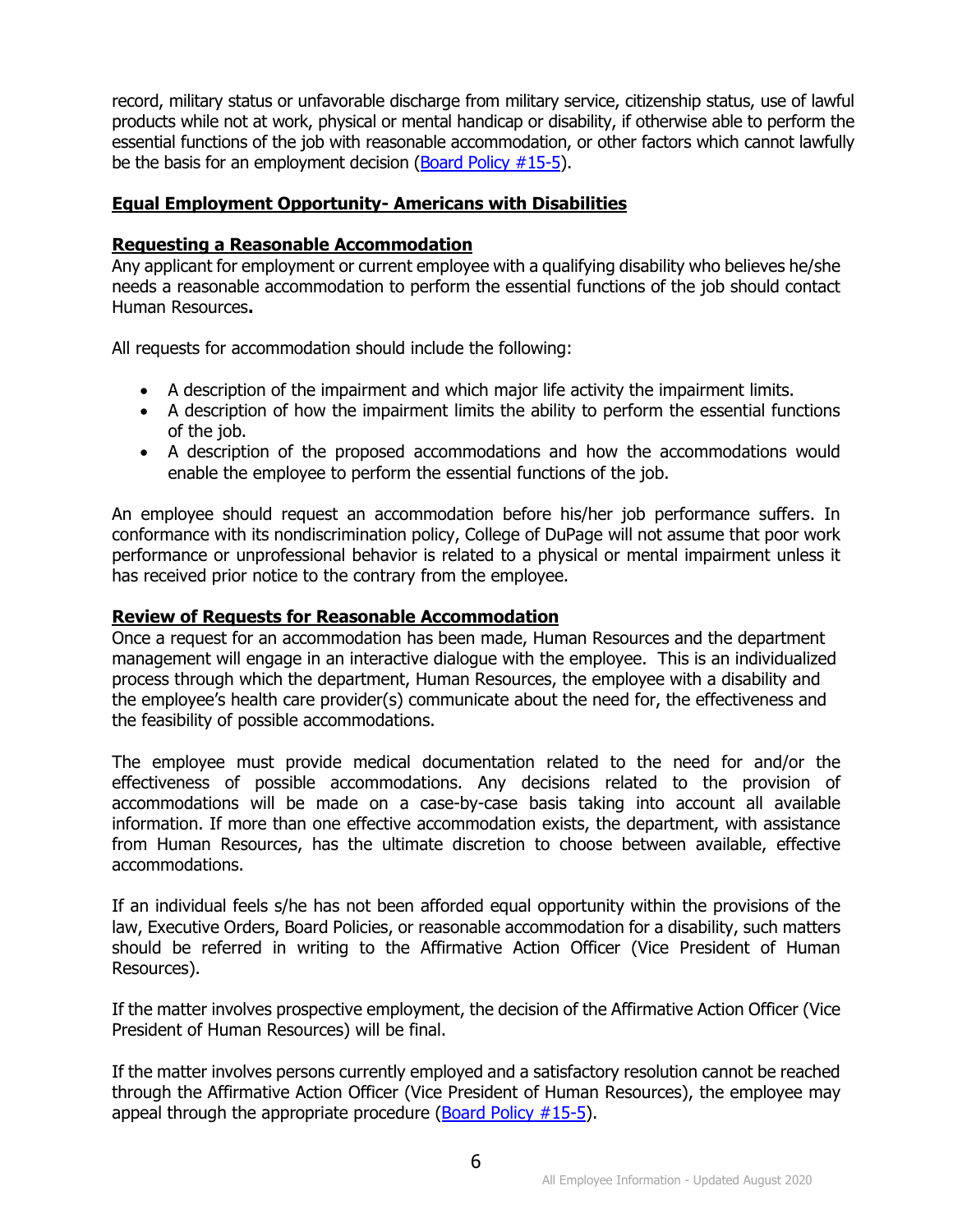record, military status or unfavorable discharge from military service, citizenship status, use of lawful products while not at work, physical or mental handicap or disability, if otherwise able to perform the essential functions of the job with reasonable accommodation, or other factors which cannot lawfully be the basis for an employment decision ([Board Policy #15-5](#)).

**Equal Employment Opportunity- Americans with Disabilities**

**Requesting a Reasonable Accommodation**

Any applicant for employment or current employee with a qualifying disability who believes he/she needs a reasonable accommodation to perform the essential functions of the job should contact Human Resources**.**

All requests for accommodation should include the following:

- A description of the impairment and which major life activity the impairment limits.
- A description of how the impairment limits the ability to perform the essential functions of the job.
- A description of the proposed accommodations and how the accommodations would enable the employee to perform the essential functions of the job.

An employee should request an accommodation before his/her job performance suffers. In conformance with its nondiscrimination policy, College of DuPage will not assume that poor work performance or unprofessional behavior is related to a physical or mental impairment unless it has received prior notice to the contrary from the employee.

**Review of Requests for Reasonable Accommodation**

Once a request for an accommodation has been made, Human Resources and the department management will engage in an interactive dialogue with the employee. This is an individualized process through which the department, Human Resources, the employee with a disability and the employee's health care provider(s) communicate about the need for, the effectiveness and the feasibility of possible accommodations.

The employee must provide medical documentation related to the need for and/or the effectiveness of possible accommodations. Any decisions related to the provision of accommodations will be made on a case-by-case basis taking into account all available information. If more than one effective accommodation exists, the department, with assistance from Human Resources, has the ultimate discretion to choose between available, effective accommodations.

If an individual feels s/he has not been afforded equal opportunity within the provisions of the law, Executive Orders, Board Policies, or reasonable accommodation for a disability, such matters should be referred in writing to the Affirmative Action Officer (Vice President of Human Resources).

If the matter involves prospective employment, the decision of the Affirmative Action Officer (Vice President of Human Resources) will be final.

If the matter involves persons currently employed and a satisfactory resolution cannot be reached through the Affirmative Action Officer (Vice President of Human Resources), the employee may appeal through the appropriate procedure ([Board Policy #15-5](#)).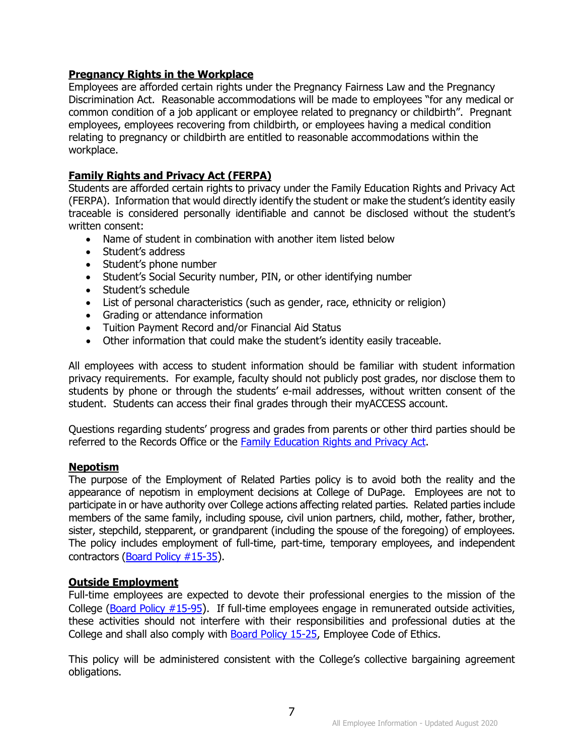**Pregnancy Rights in the Workplace**

Employees are afforded certain rights under the Pregnancy Fairness Law and the Pregnancy Discrimination Act. Reasonable accommodations will be made to employees "for any medical or common condition of a job applicant or employee related to pregnancy or childbirth". Pregnant employees, employees recovering from childbirth, or employees having a medical condition relating to pregnancy or childbirth are entitled to reasonable accommodations within the workplace.

**Family Rights and Privacy Act (FERPA)**

Students are afforded certain rights to privacy under the Family Education Rights and Privacy Act (FERPA). Information that would directly identify the student or make the student's identity easily traceable is considered personally identifiable and cannot be disclosed without the student's written consent:

- Name of student in combination with another item listed below
- Student's address
- Student's phone number
- Student's Social Security number, PIN, or other identifying number
- Student's schedule
- List of personal characteristics (such as gender, race, ethnicity or religion)
- Grading or attendance information
- Tuition Payment Record and/or Financial Aid Status
- Other information that could make the student's identity easily traceable.

All employees with access to student information should be familiar with student information privacy requirements. For example, faculty should not publicly post grades, nor disclose them to students by phone or through the students' e-mail addresses, without written consent of the student. Students can access their final grades through their myACCESS account.

Questions regarding students' progress and grades from parents or other third parties should be referred to the Records Office or the Family Education Rights and Privacy Act.

**Nepotism**

The purpose of the Employment of Related Parties policy is to avoid both the reality and the appearance of nepotism in employment decisions at College of DuPage. Employees are not to participate in or have authority over College actions affecting related parties. Related parties include members of the same family, including spouse, civil union partners, child, mother, father, brother, sister, stepchild, stepparent, or grandparent (including the spouse of the foregoing) of employees. The policy includes employment of full-time, part-time, temporary employees, and independent contractors (Board Policy #15-35).

**Outside Employment**

Full-time employees are expected to devote their professional energies to the mission of the College (Board Policy #15-95). If full-time employees engage in remunerated outside activities, these activities should not interfere with their responsibilities and professional duties at the College and shall also comply with Board Policy 15-25, Employee Code of Ethics.

This policy will be administered consistent with the College's collective bargaining agreement obligations.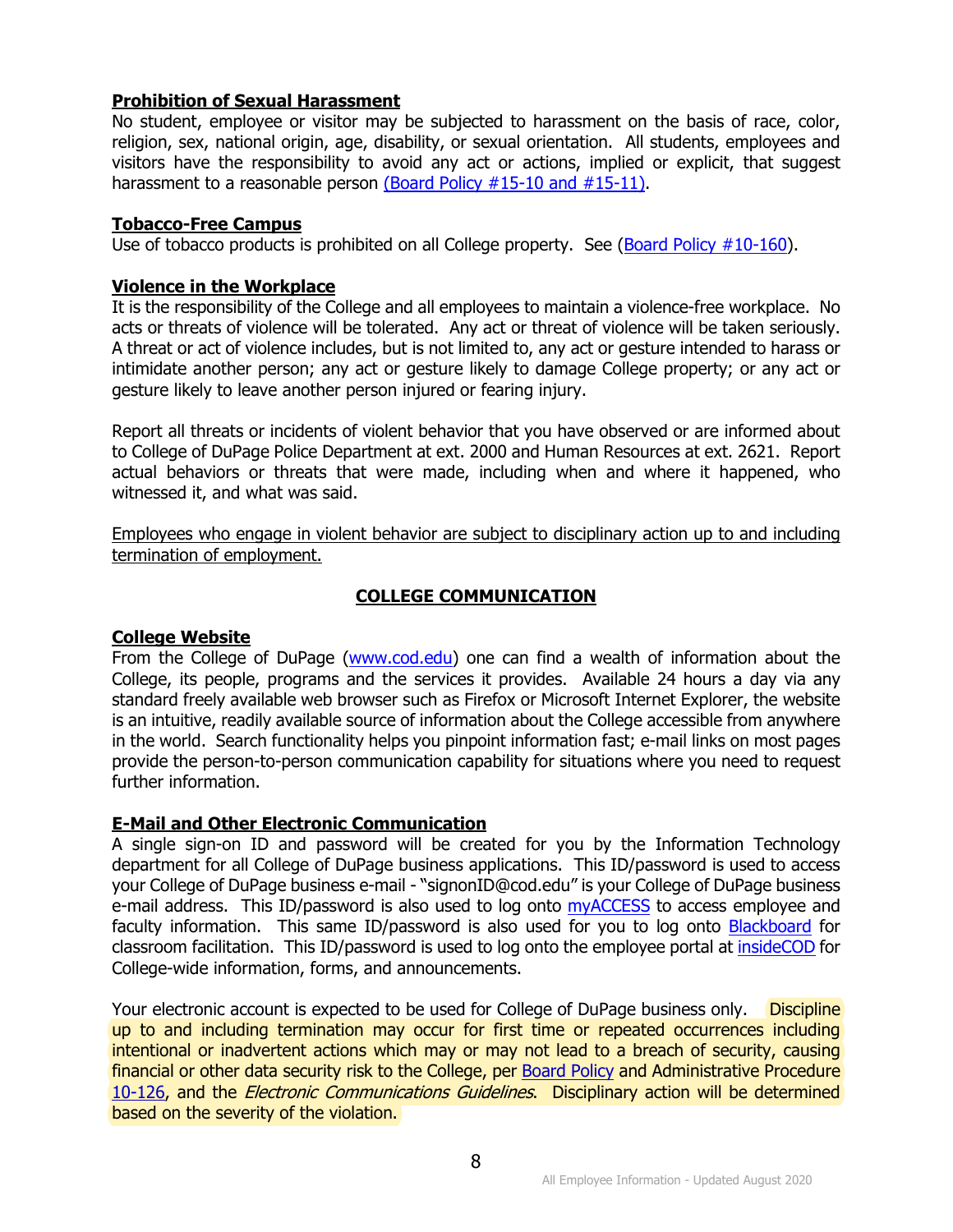**Prohibition of Sexual Harassment**

No student, employee or visitor may be subjected to harassment on the basis of race, color, religion, sex, national origin, age, disability, or sexual orientation. All students, employees and visitors have the responsibility to avoid any act or actions, implied or explicit, that suggest harassment to a reasonable person (Board Policy #15-10 and #15-11).

**Tobacco-Free Campus**

Use of tobacco products is prohibited on all College property. See (Board Policy #10-160).

**Violence in the Workplace**

It is the responsibility of the College and all employees to maintain a violence-free workplace. No acts or threats of violence will be tolerated. Any act or threat of violence will be taken seriously. A threat or act of violence includes, but is not limited to, any act or gesture intended to harass or intimidate another person; any act or gesture likely to damage College property; or any act or gesture likely to leave another person injured or fearing injury.

Report all threats or incidents of violent behavior that you have observed or are informed about to College of DuPage Police Department at ext. 2000 and Human Resources at ext. 2621. Report actual behaviors or threats that were made, including when and where it happened, who witnessed it, and what was said.

Employees who engage in violent behavior are subject to disciplinary action up to and including termination of employment.

## COLLEGE COMMUNICATION

**College Website**

From the College of DuPage (www.cod.edu) one can find a wealth of information about the College, its people, programs and the services it provides. Available 24 hours a day via any standard freely available web browser such as Firefox or Microsoft Internet Explorer, the website is an intuitive, readily available source of information about the College accessible from anywhere in the world. Search functionality helps you pinpoint information fast; e-mail links on most pages provide the person-to-person communication capability for situations where you need to request further information.

**E-Mail and Other Electronic Communication**

A single sign-on ID and password will be created for you by the Information Technology department for all College of DuPage business applications. This ID/password is used to access your College of DuPage business e-mail - "signonID@cod.edu" is your College of DuPage business e-mail address. This ID/password is also used to log onto myACCESS to access employee and faculty information. This same ID/password is also used for you to log onto Blackboard for classroom facilitation. This ID/password is used to log onto the employee portal at insideCOD for College-wide information, forms, and announcements.

Your electronic account is expected to be used for College of DuPage business only. Discipline up to and including termination may occur for first time or repeated occurrences including intentional or inadvertent actions which may or may not lead to a breach of security, causing financial or other data security risk to the College, per Board Policy and Administrative Procedure 10-126, and the *Electronic Communications Guidelines*. Disciplinary action will be determined based on the severity of the violation.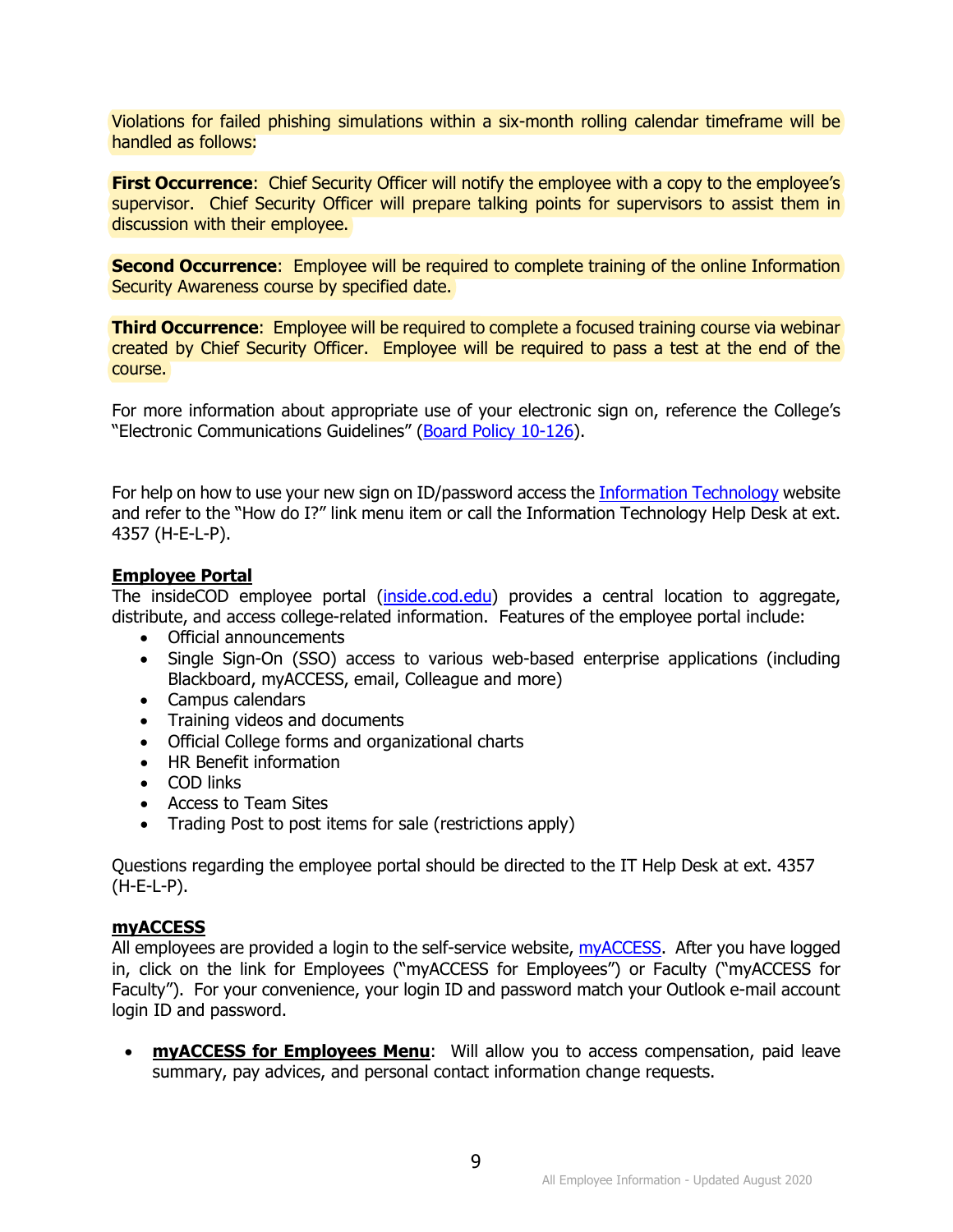Violations for failed phishing simulations within a six-month rolling calendar timeframe will be handled as follows:

**First Occurrence**: Chief Security Officer will notify the employee with a copy to the employee's supervisor. Chief Security Officer will prepare talking points for supervisors to assist them in discussion with their employee.

**Second Occurrence**: Employee will be required to complete training of the online Information Security Awareness course by specified date.

**Third Occurrence**: Employee will be required to complete a focused training course via webinar created by Chief Security Officer. Employee will be required to pass a test at the end of the course.

For more information about appropriate use of your electronic sign on, reference the College's "Electronic Communications Guidelines" (Board Policy 10-126).

For help on how to use your new sign on ID/password access the Information Technology website and refer to the "How do I?" link menu item or call the Information Technology Help Desk at ext. 4357 (H-E-L-P).

## Employee Portal

The insideCOD employee portal (inside.cod.edu) provides a central location to aggregate, distribute, and access college-related information. Features of the employee portal include:

- Official announcements
- Single Sign-On (SSO) access to various web-based enterprise applications (including Blackboard, myACCESS, email, Colleague and more)
- Campus calendars
- Training videos and documents
- Official College forms and organizational charts
- HR Benefit information
- COD links
- Access to Team Sites
- Trading Post to post items for sale (restrictions apply)

Questions regarding the employee portal should be directed to the IT Help Desk at ext. 4357 (H-E-L-P).

## myACCESS

All employees are provided a login to the self-service website, myACCESS. After you have logged in, click on the link for Employees ("myACCESS for Employees") or Faculty ("myACCESS for Faculty"). For your convenience, your login ID and password match your Outlook e-mail account login ID and password.

- **myACCESS for Employees Menu**: Will allow you to access compensation, paid leave summary, pay advices, and personal contact information change requests.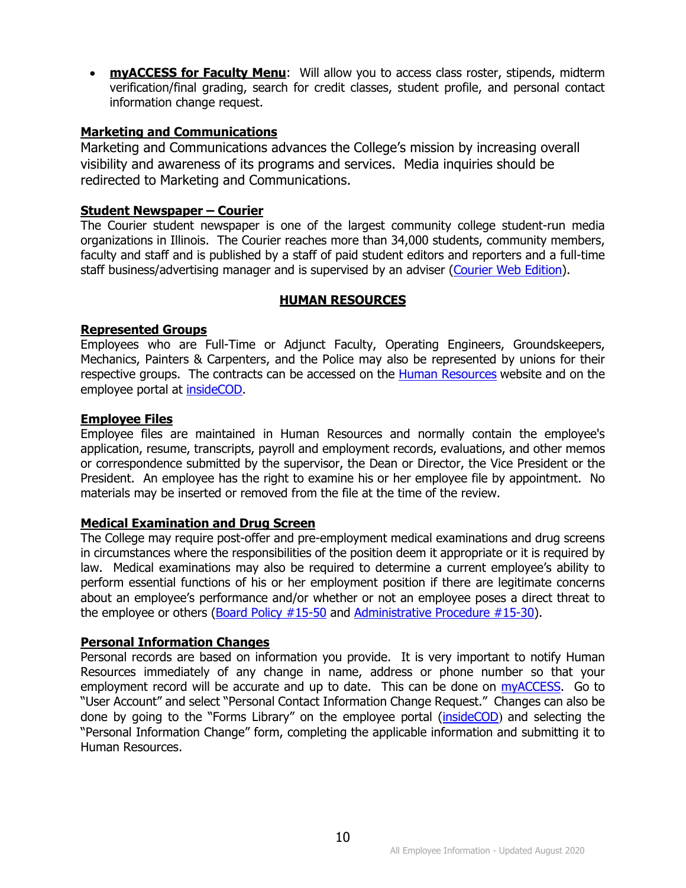- **myACCESS for Faculty Menu**: Will allow you to access class roster, stipends, midterm verification/final grading, search for credit classes, student profile, and personal contact information change request.

### Marketing and Communications

Marketing and Communications advances the College's mission by increasing overall visibility and awareness of its programs and services. Media inquiries should be redirected to Marketing and Communications.

### Student Newspaper – Courier

The Courier student newspaper is one of the largest community college student-run media organizations in Illinois. The Courier reaches more than 34,000 students, community members, faculty and staff and is published by a staff of paid student editors and reporters and a full-time staff business/advertising manager and is supervised by an adviser (Courier Web Edition).

## HUMAN RESOURCES

### Represented Groups

Employees who are Full-Time or Adjunct Faculty, Operating Engineers, Groundskeepers, Mechanics, Painters & Carpenters, and the Police may also be represented by unions for their respective groups. The contracts can be accessed on the Human Resources website and on the employee portal at insideCOD.

### Employee Files

Employee files are maintained in Human Resources and normally contain the employee's application, resume, transcripts, payroll and employment records, evaluations, and other memos or correspondence submitted by the supervisor, the Dean or Director, the Vice President or the President. An employee has the right to examine his or her employee file by appointment. No materials may be inserted or removed from the file at the time of the review.

### Medical Examination and Drug Screen

The College may require post-offer and pre-employment medical examinations and drug screens in circumstances where the responsibilities of the position deem it appropriate or it is required by law. Medical examinations may also be required to determine a current employee's ability to perform essential functions of his or her employment position if there are legitimate concerns about an employee's performance and/or whether or not an employee poses a direct threat to the employee or others (Board Policy #15-50 and Administrative Procedure #15-30).

### Personal Information Changes

Personal records are based on information you provide. It is very important to notify Human Resources immediately of any change in name, address or phone number so that your employment record will be accurate and up to date. This can be done on myACCESS. Go to "User Account" and select "Personal Contact Information Change Request." Changes can also be done by going to the "Forms Library" on the employee portal (insideCOD) and selecting the "Personal Information Change" form, completing the applicable information and submitting it to Human Resources.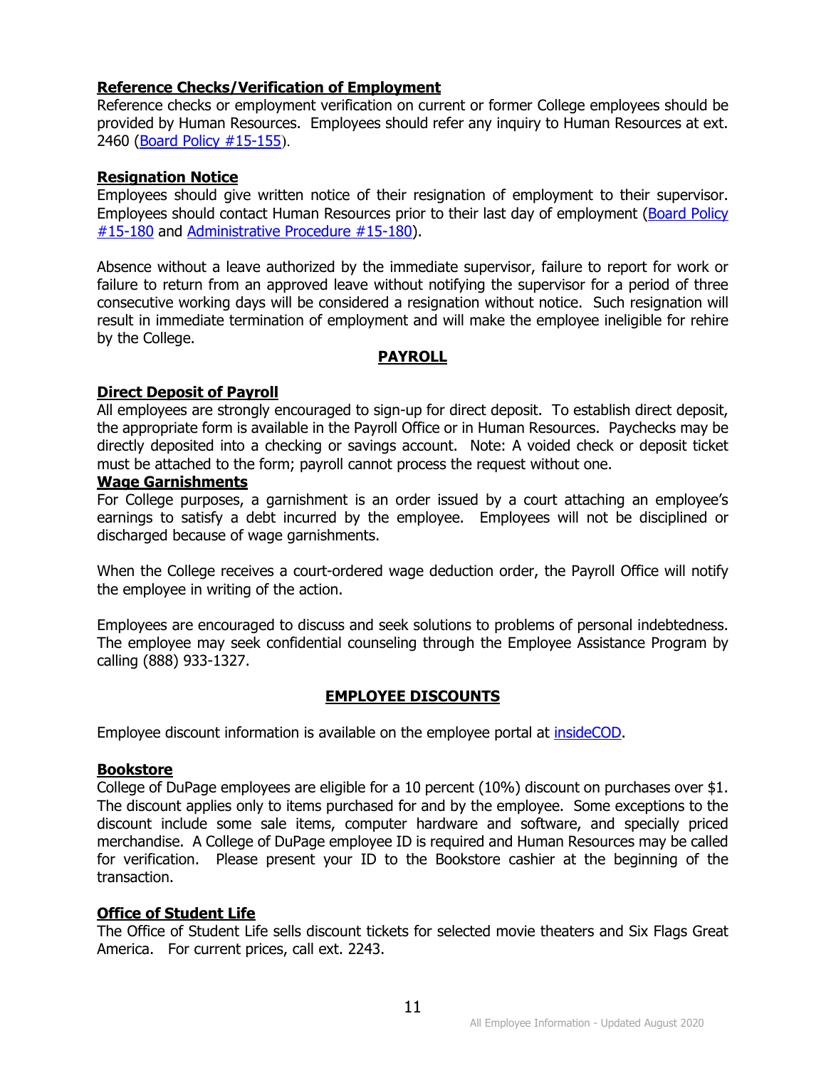**Reference Checks/Verification of Employment**

Reference checks or employment verification on current or former College employees should be provided by Human Resources. Employees should refer any inquiry to Human Resources at ext. 2460 ([Board Policy #15-155]()).

**Resignation Notice**

Employees should give written notice of their resignation of employment to their supervisor. Employees should contact Human Resources prior to their last day of employment ([Board Policy #15-180]() and [Administrative Procedure #15-180]()).

Absence without a leave authorized by the immediate supervisor, failure to report for work or failure to return from an approved leave without notifying the supervisor for a period of three consecutive working days will be considered a resignation without notice. Such resignation will result in immediate termination of employment and will make the employee ineligible for rehire by the College.

## PAYROLL

**Direct Deposit of Payroll**

All employees are strongly encouraged to sign-up for direct deposit. To establish direct deposit, the appropriate form is available in the Payroll Office or in Human Resources. Paychecks may be directly deposited into a checking or savings account. Note: A voided check or deposit ticket must be attached to the form; payroll cannot process the request without one.

**Wage Garnishments**

For College purposes, a garnishment is an order issued by a court attaching an employee's earnings to satisfy a debt incurred by the employee. Employees will not be disciplined or discharged because of wage garnishments.

When the College receives a court-ordered wage deduction order, the Payroll Office will notify the employee in writing of the action.

Employees are encouraged to discuss and seek solutions to problems of personal indebtedness. The employee may seek confidential counseling through the Employee Assistance Program by calling (888) 933-1327.

## EMPLOYEE DISCOUNTS

Employee discount information is available on the employee portal at [insideCOD]().

**Bookstore**

College of DuPage employees are eligible for a 10 percent (10%) discount on purchases over $1. The discount applies only to items purchased for and by the employee. Some exceptions to the discount include some sale items, computer hardware and software, and specially priced merchandise. A College of DuPage employee ID is required and Human Resources may be called for verification. Please present your ID to the Bookstore cashier at the beginning of the transaction.

**Office of Student Life**

The Office of Student Life sells discount tickets for selected movie theaters and Six Flags Great America. For current prices, call ext. 2243.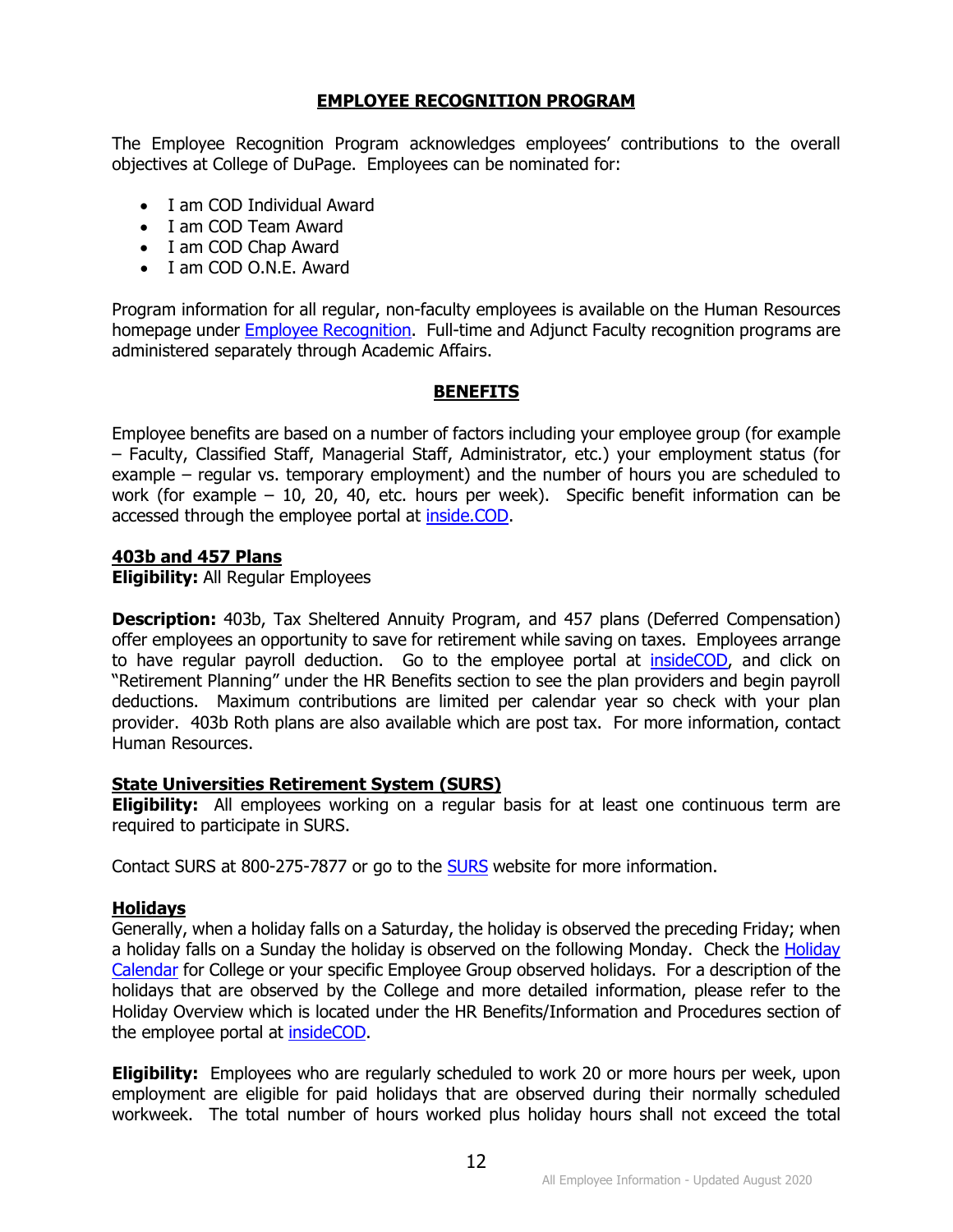## EMPLOYEE RECOGNITION PROGRAM

The Employee Recognition Program acknowledges employees' contributions to the overall objectives at College of DuPage. Employees can be nominated for:

- I am COD Individual Award
- I am COD Team Award
- I am COD Chap Award
- I am COD O.N.E. Award

Program information for all regular, non-faculty employees is available on the Human Resources homepage under Employee Recognition. Full-time and Adjunct Faculty recognition programs are administered separately through Academic Affairs.

## BENEFITS

Employee benefits are based on a number of factors including your employee group (for example – Faculty, Classified Staff, Managerial Staff, Administrator, etc.) your employment status (for example – regular vs. temporary employment) and the number of hours you are scheduled to work (for example – 10, 20, 40, etc. hours per week). Specific benefit information can be accessed through the employee portal at inside.COD.

### 403b and 457 Plans

**Eligibility:** All Regular Employees

**Description:** 403b, Tax Sheltered Annuity Program, and 457 plans (Deferred Compensation) offer employees an opportunity to save for retirement while saving on taxes. Employees arrange to have regular payroll deduction. Go to the employee portal at insideCOD, and click on "Retirement Planning" under the HR Benefits section to see the plan providers and begin payroll deductions. Maximum contributions are limited per calendar year so check with your plan provider. 403b Roth plans are also available which are post tax. For more information, contact Human Resources.

### State Universities Retirement System (SURS)

**Eligibility:** All employees working on a regular basis for at least one continuous term are required to participate in SURS.

Contact SURS at 800-275-7877 or go to the SURS website for more information.

### Holidays

Generally, when a holiday falls on a Saturday, the holiday is observed the preceding Friday; when a holiday falls on a Sunday the holiday is observed on the following Monday. Check the Holiday Calendar for College or your specific Employee Group observed holidays. For a description of the holidays that are observed by the College and more detailed information, please refer to the Holiday Overview which is located under the HR Benefits/Information and Procedures section of the employee portal at insideCOD.

**Eligibility:** Employees who are regularly scheduled to work 20 or more hours per week, upon employment are eligible for paid holidays that are observed during their normally scheduled workweek. The total number of hours worked plus holiday hours shall not exceed the total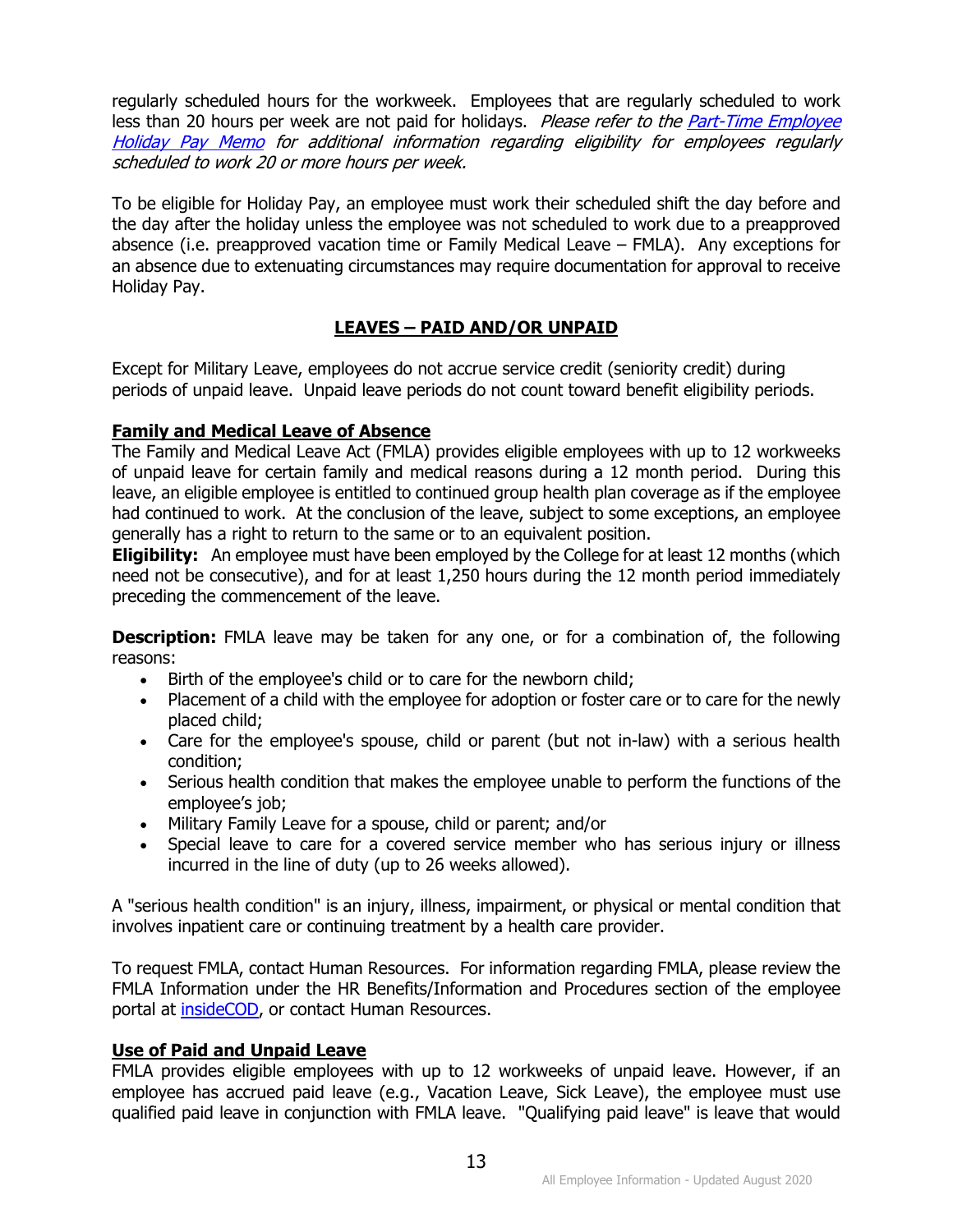regularly scheduled hours for the workweek. Employees that are regularly scheduled to work less than 20 hours per week are not paid for holidays. *Please refer to the [Part-Time Employee Holiday Pay Memo](#) for additional information regarding eligibility for employees regularly scheduled to work 20 or more hours per week.*

To be eligible for Holiday Pay, an employee must work their scheduled shift the day before and the day after the holiday unless the employee was not scheduled to work due to a preapproved absence (i.e. preapproved vacation time or Family Medical Leave – FMLA). Any exceptions for an absence due to extenuating circumstances may require documentation for approval to receive Holiday Pay.

## LEAVES – PAID AND/OR UNPAID

Except for Military Leave, employees do not accrue service credit (seniority credit) during periods of unpaid leave. Unpaid leave periods do not count toward benefit eligibility periods.

### Family and Medical Leave of Absence

The Family and Medical Leave Act (FMLA) provides eligible employees with up to 12 workweeks of unpaid leave for certain family and medical reasons during a 12 month period. During this leave, an eligible employee is entitled to continued group health plan coverage as if the employee had continued to work. At the conclusion of the leave, subject to some exceptions, an employee generally has a right to return to the same or to an equivalent position.

**Eligibility:** An employee must have been employed by the College for at least 12 months (which need not be consecutive), and for at least 1,250 hours during the 12 month period immediately preceding the commencement of the leave.

**Description:** FMLA leave may be taken for any one, or for a combination of, the following reasons:

- Birth of the employee's child or to care for the newborn child;
- Placement of a child with the employee for adoption or foster care or to care for the newly placed child;
- Care for the employee's spouse, child or parent (but not in-law) with a serious health condition;
- Serious health condition that makes the employee unable to perform the functions of the employee's job;
- Military Family Leave for a spouse, child or parent; and/or
- Special leave to care for a covered service member who has serious injury or illness incurred in the line of duty (up to 26 weeks allowed).

A "serious health condition" is an injury, illness, impairment, or physical or mental condition that involves inpatient care or continuing treatment by a health care provider.

To request FMLA, contact Human Resources. For information regarding FMLA, please review the FMLA Information under the HR Benefits/Information and Procedures section of the employee portal at [insideCOD](#), or contact Human Resources.

### Use of Paid and Unpaid Leave

FMLA provides eligible employees with up to 12 workweeks of unpaid leave. However, if an employee has accrued paid leave (e.g., Vacation Leave, Sick Leave), the employee must use qualified paid leave in conjunction with FMLA leave. "Qualifying paid leave" is leave that would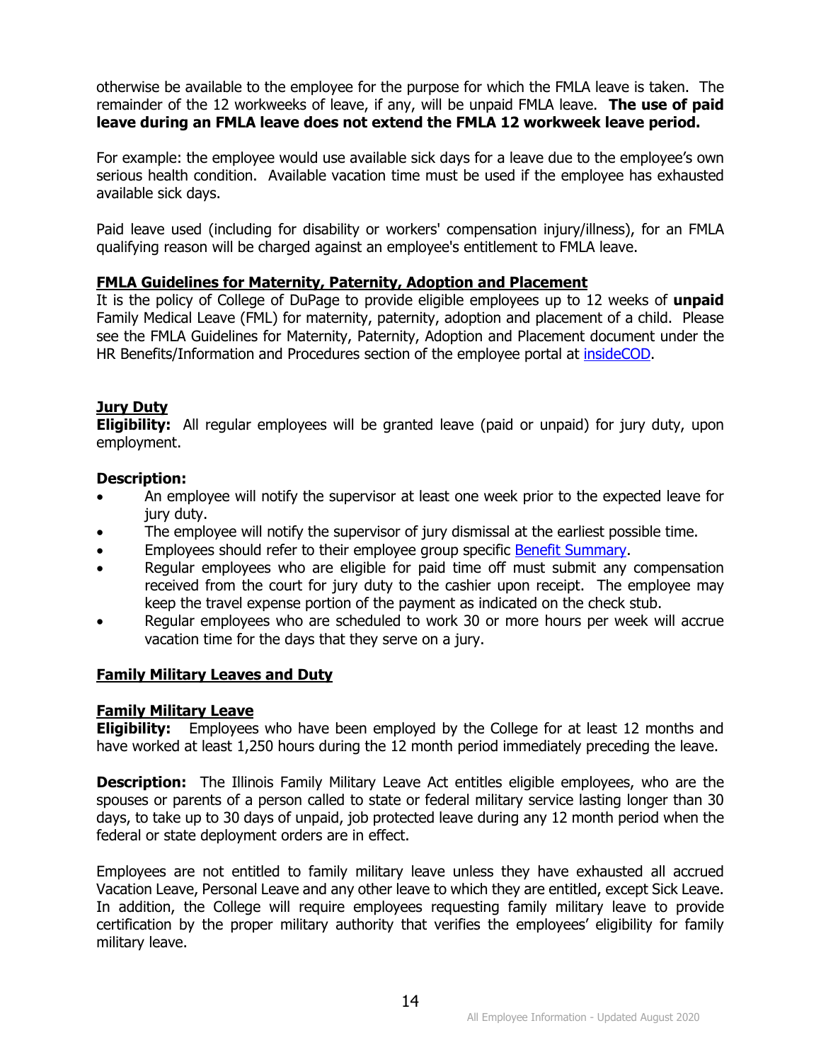otherwise be available to the employee for the purpose for which the FMLA leave is taken. The remainder of the 12 workweeks of leave, if any, will be unpaid FMLA leave. **The use of paid leave during an FMLA leave does not extend the FMLA 12 workweek leave period.**

For example: the employee would use available sick days for a leave due to the employee's own serious health condition. Available vacation time must be used if the employee has exhausted available sick days.

Paid leave used (including for disability or workers' compensation injury/illness), for an FMLA qualifying reason will be charged against an employee's entitlement to FMLA leave.

**FMLA Guidelines for Maternity, Paternity, Adoption and Placement**

It is the policy of College of DuPage to provide eligible employees up to 12 weeks of **unpaid** Family Medical Leave (FML) for maternity, paternity, adoption and placement of a child. Please see the FMLA Guidelines for Maternity, Paternity, Adoption and Placement document under the HR Benefits/Information and Procedures section of the employee portal at insideCOD.

## Jury Duty

**Eligibility:** All regular employees will be granted leave (paid or unpaid) for jury duty, upon employment.

**Description:**

- An employee will notify the supervisor at least one week prior to the expected leave for jury duty.
- The employee will notify the supervisor of jury dismissal at the earliest possible time.
- Employees should refer to their employee group specific Benefit Summary.
- Regular employees who are eligible for paid time off must submit any compensation received from the court for jury duty to the cashier upon receipt. The employee may keep the travel expense portion of the payment as indicated on the check stub.
- Regular employees who are scheduled to work 30 or more hours per week will accrue vacation time for the days that they serve on a jury.

## Family Military Leaves and Duty

### Family Military Leave

**Eligibility:** Employees who have been employed by the College for at least 12 months and have worked at least 1,250 hours during the 12 month period immediately preceding the leave.

**Description:** The Illinois Family Military Leave Act entitles eligible employees, who are the spouses or parents of a person called to state or federal military service lasting longer than 30 days, to take up to 30 days of unpaid, job protected leave during any 12 month period when the federal or state deployment orders are in effect.

Employees are not entitled to family military leave unless they have exhausted all accrued Vacation Leave, Personal Leave and any other leave to which they are entitled, except Sick Leave. In addition, the College will require employees requesting family military leave to provide certification by the proper military authority that verifies the employees' eligibility for family military leave.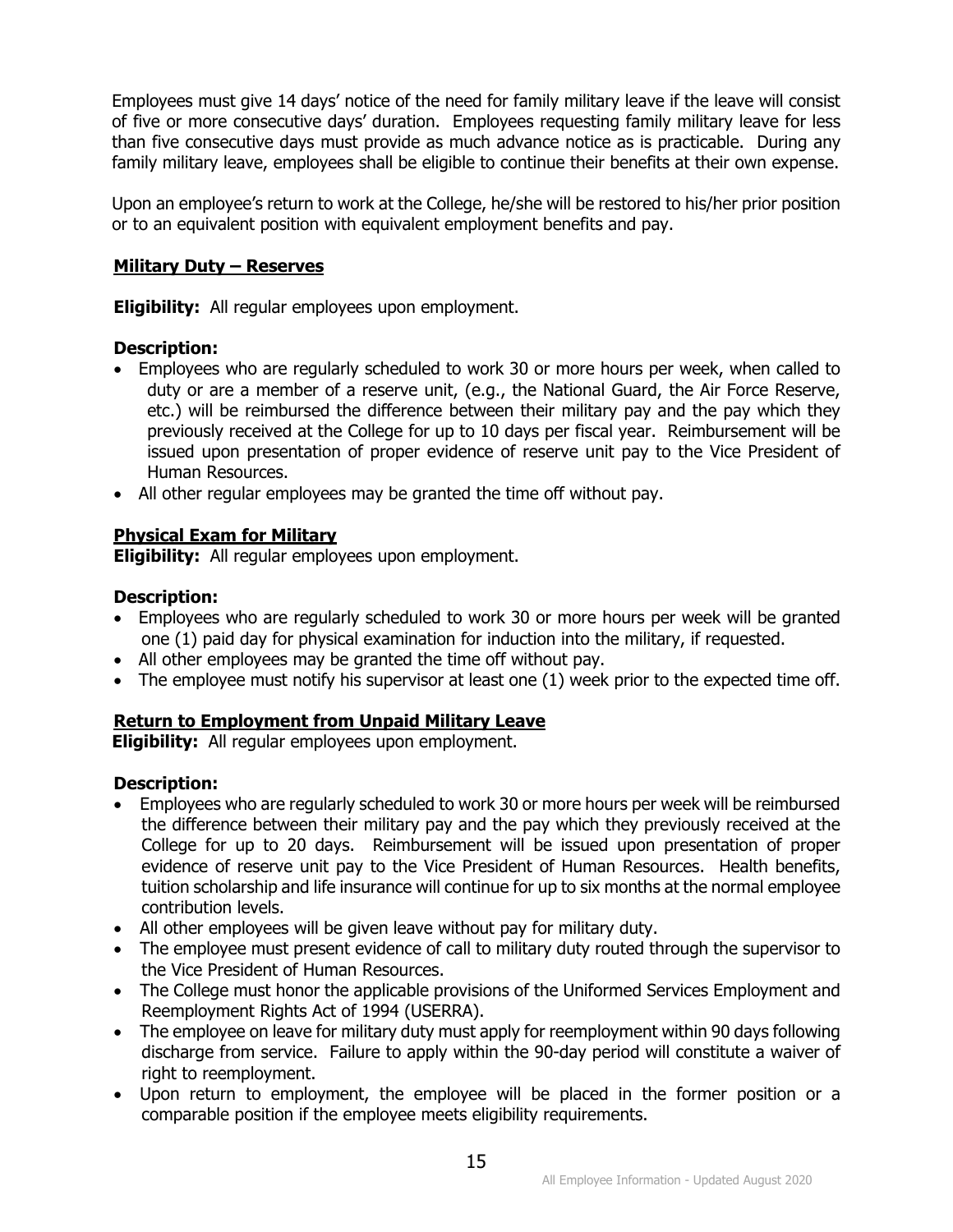Employees must give 14 days' notice of the need for family military leave if the leave will consist of five or more consecutive days' duration. Employees requesting family military leave for less than five consecutive days must provide as much advance notice as is practicable. During any family military leave, employees shall be eligible to continue their benefits at their own expense.

Upon an employee's return to work at the College, he/she will be restored to his/her prior position or to an equivalent position with equivalent employment benefits and pay.

## Military Duty – Reserves

**Eligibility:** All regular employees upon employment.

**Description:**

- Employees who are regularly scheduled to work 30 or more hours per week, when called to duty or are a member of a reserve unit, (e.g., the National Guard, the Air Force Reserve, etc.) will be reimbursed the difference between their military pay and the pay which they previously received at the College for up to 10 days per fiscal year. Reimbursement will be issued upon presentation of proper evidence of reserve unit pay to the Vice President of Human Resources.
- All other regular employees may be granted the time off without pay.

## Physical Exam for Military

**Eligibility:** All regular employees upon employment.

**Description:**

- Employees who are regularly scheduled to work 30 or more hours per week will be granted one (1) paid day for physical examination for induction into the military, if requested.
- All other employees may be granted the time off without pay.
- The employee must notify his supervisor at least one (1) week prior to the expected time off.

## Return to Employment from Unpaid Military Leave

**Eligibility:** All regular employees upon employment.

**Description:**

- Employees who are regularly scheduled to work 30 or more hours per week will be reimbursed the difference between their military pay and the pay which they previously received at the College for up to 20 days. Reimbursement will be issued upon presentation of proper evidence of reserve unit pay to the Vice President of Human Resources. Health benefits, tuition scholarship and life insurance will continue for up to six months at the normal employee contribution levels.
- All other employees will be given leave without pay for military duty.
- The employee must present evidence of call to military duty routed through the supervisor to the Vice President of Human Resources.
- The College must honor the applicable provisions of the Uniformed Services Employment and Reemployment Rights Act of 1994 (USERRA).
- The employee on leave for military duty must apply for reemployment within 90 days following discharge from service. Failure to apply within the 90-day period will constitute a waiver of right to reemployment.
- Upon return to employment, the employee will be placed in the former position or a comparable position if the employee meets eligibility requirements.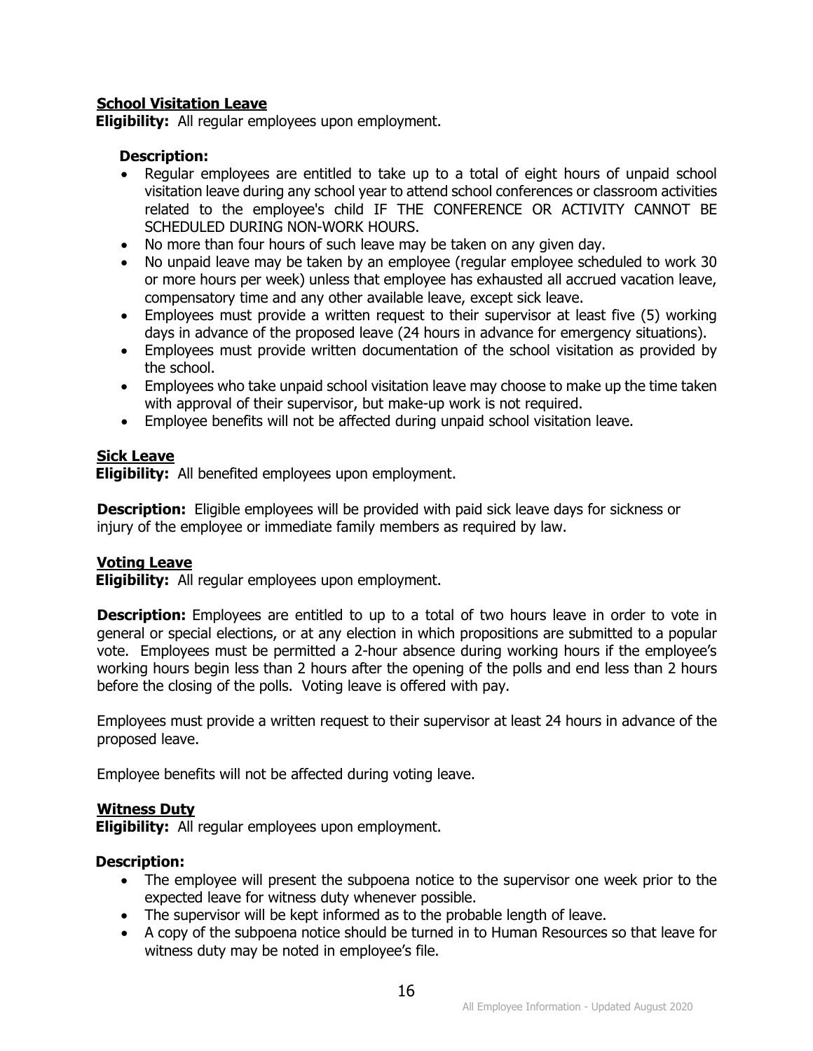### School Visitation Leave

**Eligibility:** All regular employees upon employment.

**Description:**

- Regular employees are entitled to take up to a total of eight hours of unpaid school visitation leave during any school year to attend school conferences or classroom activities related to the employee's child IF THE CONFERENCE OR ACTIVITY CANNOT BE SCHEDULED DURING NON-WORK HOURS.
- No more than four hours of such leave may be taken on any given day.
- No unpaid leave may be taken by an employee (regular employee scheduled to work 30 or more hours per week) unless that employee has exhausted all accrued vacation leave, compensatory time and any other available leave, except sick leave.
- Employees must provide a written request to their supervisor at least five (5) working days in advance of the proposed leave (24 hours in advance for emergency situations).
- Employees must provide written documentation of the school visitation as provided by the school.
- Employees who take unpaid school visitation leave may choose to make up the time taken with approval of their supervisor, but make-up work is not required.
- Employee benefits will not be affected during unpaid school visitation leave.

### Sick Leave

**Eligibility:** All benefited employees upon employment.

**Description:** Eligible employees will be provided with paid sick leave days for sickness or injury of the employee or immediate family members as required by law.

### Voting Leave

**Eligibility:** All regular employees upon employment.

**Description:** Employees are entitled to up to a total of two hours leave in order to vote in general or special elections, or at any election in which propositions are submitted to a popular vote. Employees must be permitted a 2-hour absence during working hours if the employee's working hours begin less than 2 hours after the opening of the polls and end less than 2 hours before the closing of the polls. Voting leave is offered with pay.

Employees must provide a written request to their supervisor at least 24 hours in advance of the proposed leave.

Employee benefits will not be affected during voting leave.

### Witness Duty

**Eligibility:** All regular employees upon employment.

**Description:**

- The employee will present the subpoena notice to the supervisor one week prior to the expected leave for witness duty whenever possible.
- The supervisor will be kept informed as to the probable length of leave.
- A copy of the subpoena notice should be turned in to Human Resources so that leave for witness duty may be noted in employee's file.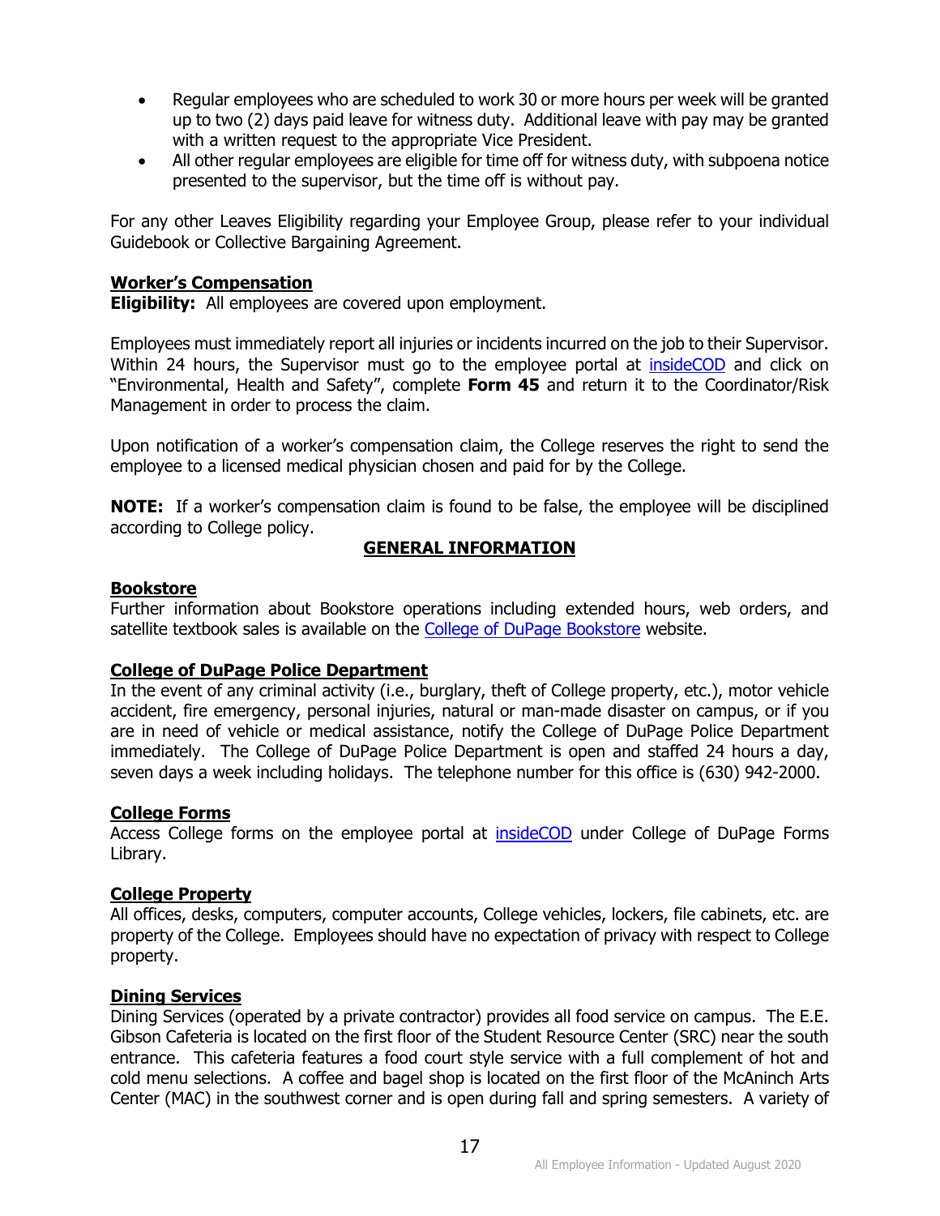- Regular employees who are scheduled to work 30 or more hours per week will be granted up to two (2) days paid leave for witness duty. Additional leave with pay may be granted with a written request to the appropriate Vice President.
- All other regular employees are eligible for time off for witness duty, with subpoena notice presented to the supervisor, but the time off is without pay.

For any other Leaves Eligibility regarding your Employee Group, please refer to your individual Guidebook or Collective Bargaining Agreement.

### Worker's Compensation

**Eligibility:** All employees are covered upon employment.

Employees must immediately report all injuries or incidents incurred on the job to their Supervisor. Within 24 hours, the Supervisor must go to the employee portal at insideCOD and click on "Environmental, Health and Safety", complete **Form 45** and return it to the Coordinator/Risk Management in order to process the claim.

Upon notification of a worker's compensation claim, the College reserves the right to send the employee to a licensed medical physician chosen and paid for by the College.

**NOTE:** If a worker's compensation claim is found to be false, the employee will be disciplined according to College policy.

## GENERAL INFORMATION

### Bookstore

Further information about Bookstore operations including extended hours, web orders, and satellite textbook sales is available on the College of DuPage Bookstore website.

### College of DuPage Police Department

In the event of any criminal activity (i.e., burglary, theft of College property, etc.), motor vehicle accident, fire emergency, personal injuries, natural or man-made disaster on campus, or if you are in need of vehicle or medical assistance, notify the College of DuPage Police Department immediately. The College of DuPage Police Department is open and staffed 24 hours a day, seven days a week including holidays. The telephone number for this office is (630) 942-2000.

### College Forms

Access College forms on the employee portal at insideCOD under College of DuPage Forms Library.

### College Property

All offices, desks, computers, computer accounts, College vehicles, lockers, file cabinets, etc. are property of the College. Employees should have no expectation of privacy with respect to College property.

### Dining Services

Dining Services (operated by a private contractor) provides all food service on campus. The E.E. Gibson Cafeteria is located on the first floor of the Student Resource Center (SRC) near the south entrance. This cafeteria features a food court style service with a full complement of hot and cold menu selections. A coffee and bagel shop is located on the first floor of the McAninch Arts Center (MAC) in the southwest corner and is open during fall and spring semesters. A variety of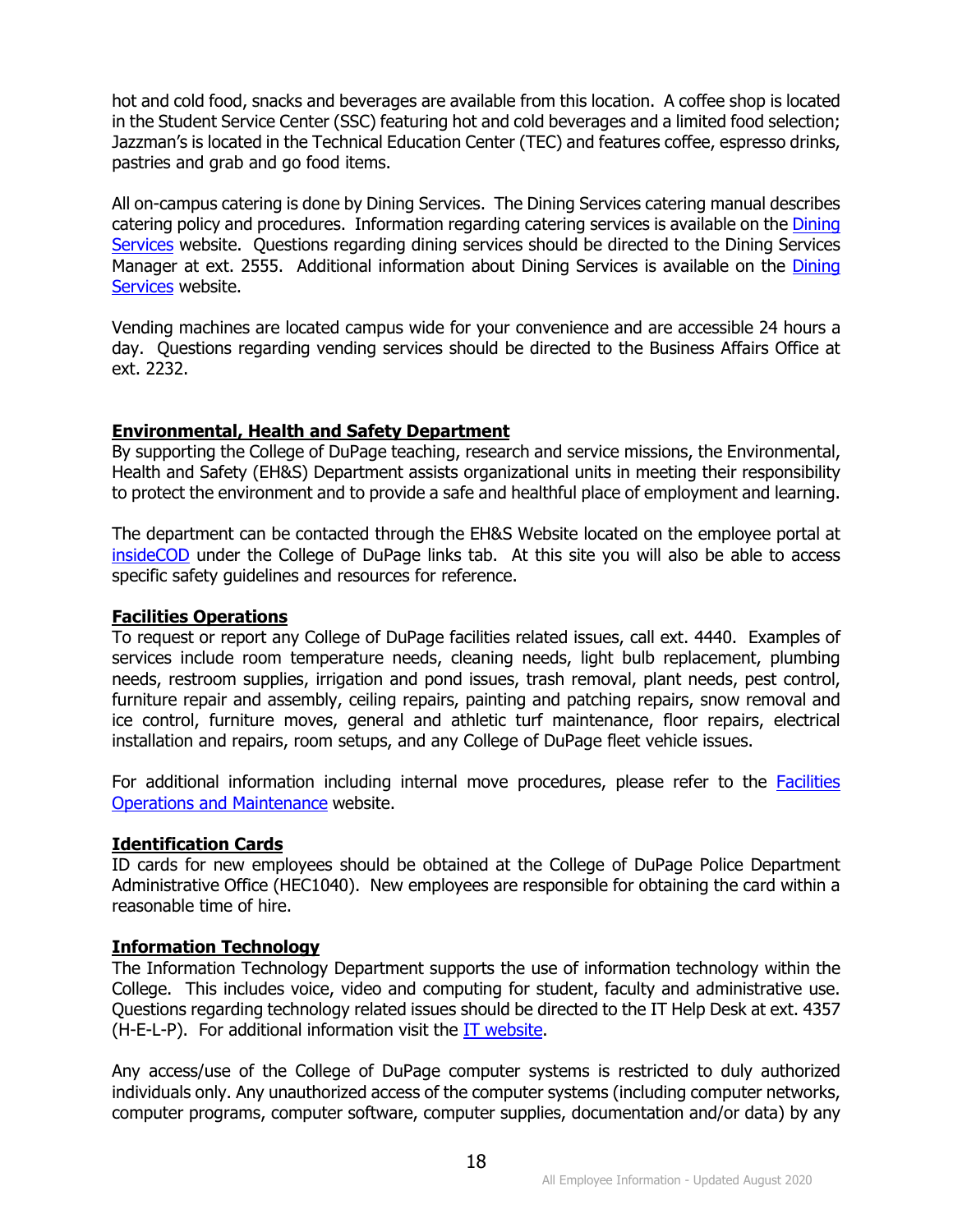hot and cold food, snacks and beverages are available from this location. A coffee shop is located in the Student Service Center (SSC) featuring hot and cold beverages and a limited food selection; Jazzman's is located in the Technical Education Center (TEC) and features coffee, espresso drinks, pastries and grab and go food items.

All on-campus catering is done by Dining Services. The Dining Services catering manual describes catering policy and procedures. Information regarding catering services is available on the Dining Services website. Questions regarding dining services should be directed to the Dining Services Manager at ext. 2555. Additional information about Dining Services is available on the Dining Services website.

Vending machines are located campus wide for your convenience and are accessible 24 hours a day. Questions regarding vending services should be directed to the Business Affairs Office at ext. 2232.

## Environmental, Health and Safety Department

By supporting the College of DuPage teaching, research and service missions, the Environmental, Health and Safety (EH&S) Department assists organizational units in meeting their responsibility to protect the environment and to provide a safe and healthful place of employment and learning.

The department can be contacted through the EH&S Website located on the employee portal at insideCOD under the College of DuPage links tab. At this site you will also be able to access specific safety guidelines and resources for reference.

## Facilities Operations

To request or report any College of DuPage facilities related issues, call ext. 4440. Examples of services include room temperature needs, cleaning needs, light bulb replacement, plumbing needs, restroom supplies, irrigation and pond issues, trash removal, plant needs, pest control, furniture repair and assembly, ceiling repairs, painting and patching repairs, snow removal and ice control, furniture moves, general and athletic turf maintenance, floor repairs, electrical installation and repairs, room setups, and any College of DuPage fleet vehicle issues.

For additional information including internal move procedures, please refer to the Facilities Operations and Maintenance website.

## Identification Cards

ID cards for new employees should be obtained at the College of DuPage Police Department Administrative Office (HEC1040). New employees are responsible for obtaining the card within a reasonable time of hire.

## Information Technology

The Information Technology Department supports the use of information technology within the College. This includes voice, video and computing for student, faculty and administrative use. Questions regarding technology related issues should be directed to the IT Help Desk at ext. 4357 (H-E-L-P). For additional information visit the IT website.

Any access/use of the College of DuPage computer systems is restricted to duly authorized individuals only. Any unauthorized access of the computer systems (including computer networks, computer programs, computer software, computer supplies, documentation and/or data) by any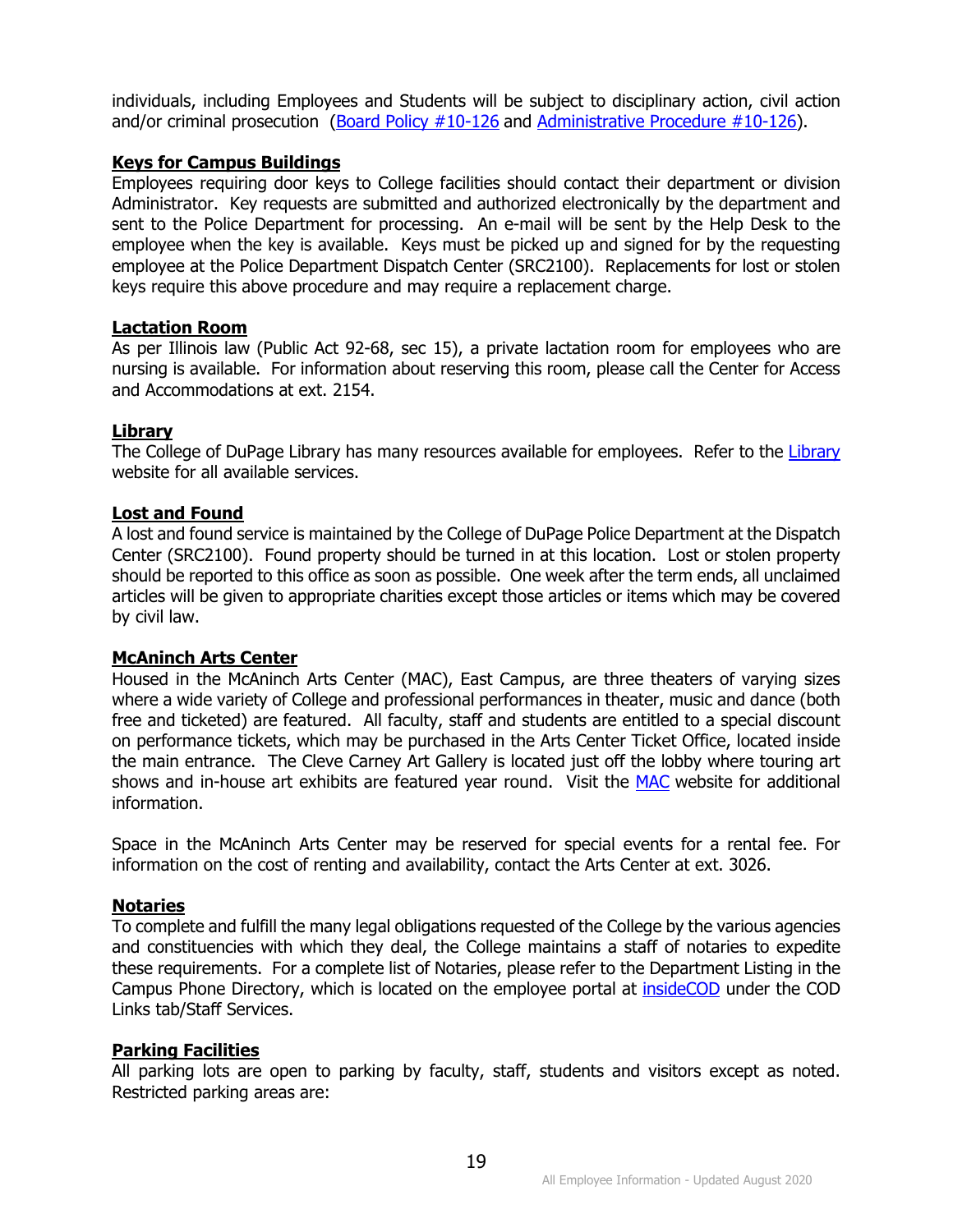individuals, including Employees and Students will be subject to disciplinary action, civil action and/or criminal prosecution (Board Policy #10-126 and Administrative Procedure #10-126).

**Keys for Campus Buildings**

Employees requiring door keys to College facilities should contact their department or division Administrator. Key requests are submitted and authorized electronically by the department and sent to the Police Department for processing. An e-mail will be sent by the Help Desk to the employee when the key is available. Keys must be picked up and signed for by the requesting employee at the Police Department Dispatch Center (SRC2100). Replacements for lost or stolen keys require this above procedure and may require a replacement charge.

**Lactation Room**

As per Illinois law (Public Act 92-68, sec 15), a private lactation room for employees who are nursing is available. For information about reserving this room, please call the Center for Access and Accommodations at ext. 2154.

**Library**

The College of DuPage Library has many resources available for employees. Refer to the Library website for all available services.

**Lost and Found**

A lost and found service is maintained by the College of DuPage Police Department at the Dispatch Center (SRC2100). Found property should be turned in at this location. Lost or stolen property should be reported to this office as soon as possible. One week after the term ends, all unclaimed articles will be given to appropriate charities except those articles or items which may be covered by civil law.

**McAninch Arts Center**

Housed in the McAninch Arts Center (MAC), East Campus, are three theaters of varying sizes where a wide variety of College and professional performances in theater, music and dance (both free and ticketed) are featured. All faculty, staff and students are entitled to a special discount on performance tickets, which may be purchased in the Arts Center Ticket Office, located inside the main entrance. The Cleve Carney Art Gallery is located just off the lobby where touring art shows and in-house art exhibits are featured year round. Visit the MAC website for additional information.

Space in the McAninch Arts Center may be reserved for special events for a rental fee. For information on the cost of renting and availability, contact the Arts Center at ext. 3026.

**Notaries**

To complete and fulfill the many legal obligations requested of the College by the various agencies and constituencies with which they deal, the College maintains a staff of notaries to expedite these requirements. For a complete list of Notaries, please refer to the Department Listing in the Campus Phone Directory, which is located on the employee portal at insideCOD under the COD Links tab/Staff Services.

**Parking Facilities**

All parking lots are open to parking by faculty, staff, students and visitors except as noted. Restricted parking areas are: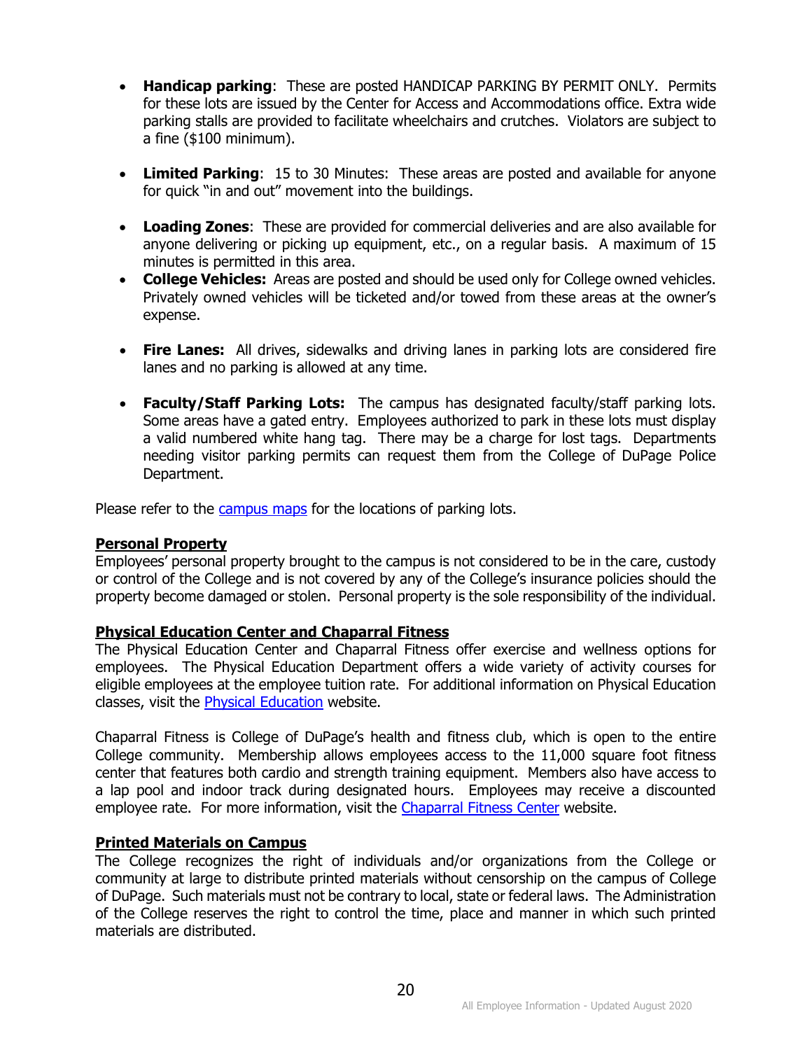- **Handicap parking**: These are posted HANDICAP PARKING BY PERMIT ONLY. Permits for these lots are issued by the Center for Access and Accommodations office. Extra wide parking stalls are provided to facilitate wheelchairs and crutches. Violators are subject to a fine ($100 minimum).

- **Limited Parking**: 15 to 30 Minutes: These areas are posted and available for anyone for quick "in and out" movement into the buildings.

- **Loading Zones**: These are provided for commercial deliveries and are also available for anyone delivering or picking up equipment, etc., on a regular basis. A maximum of 15 minutes is permitted in this area.
- **College Vehicles:** Areas are posted and should be used only for College owned vehicles. Privately owned vehicles will be ticketed and/or towed from these areas at the owner's expense.

- **Fire Lanes:** All drives, sidewalks and driving lanes in parking lots are considered fire lanes and no parking is allowed at any time.

- **Faculty/Staff Parking Lots:** The campus has designated faculty/staff parking lots. Some areas have a gated entry. Employees authorized to park in these lots must display a valid numbered white hang tag. There may be a charge for lost tags. Departments needing visitor parking permits can request them from the College of DuPage Police Department.

Please refer to the campus maps for the locations of parking lots.

## Personal Property

Employees' personal property brought to the campus is not considered to be in the care, custody or control of the College and is not covered by any of the College's insurance policies should the property become damaged or stolen. Personal property is the sole responsibility of the individual.

## Physical Education Center and Chaparral Fitness

The Physical Education Center and Chaparral Fitness offer exercise and wellness options for employees. The Physical Education Department offers a wide variety of activity courses for eligible employees at the employee tuition rate. For additional information on Physical Education classes, visit the Physical Education website.

Chaparral Fitness is College of DuPage's health and fitness club, which is open to the entire College community. Membership allows employees access to the 11,000 square foot fitness center that features both cardio and strength training equipment. Members also have access to a lap pool and indoor track during designated hours. Employees may receive a discounted employee rate. For more information, visit the Chaparral Fitness Center website.

## Printed Materials on Campus

The College recognizes the right of individuals and/or organizations from the College or community at large to distribute printed materials without censorship on the campus of College of DuPage. Such materials must not be contrary to local, state or federal laws. The Administration of the College reserves the right to control the time, place and manner in which such printed materials are distributed.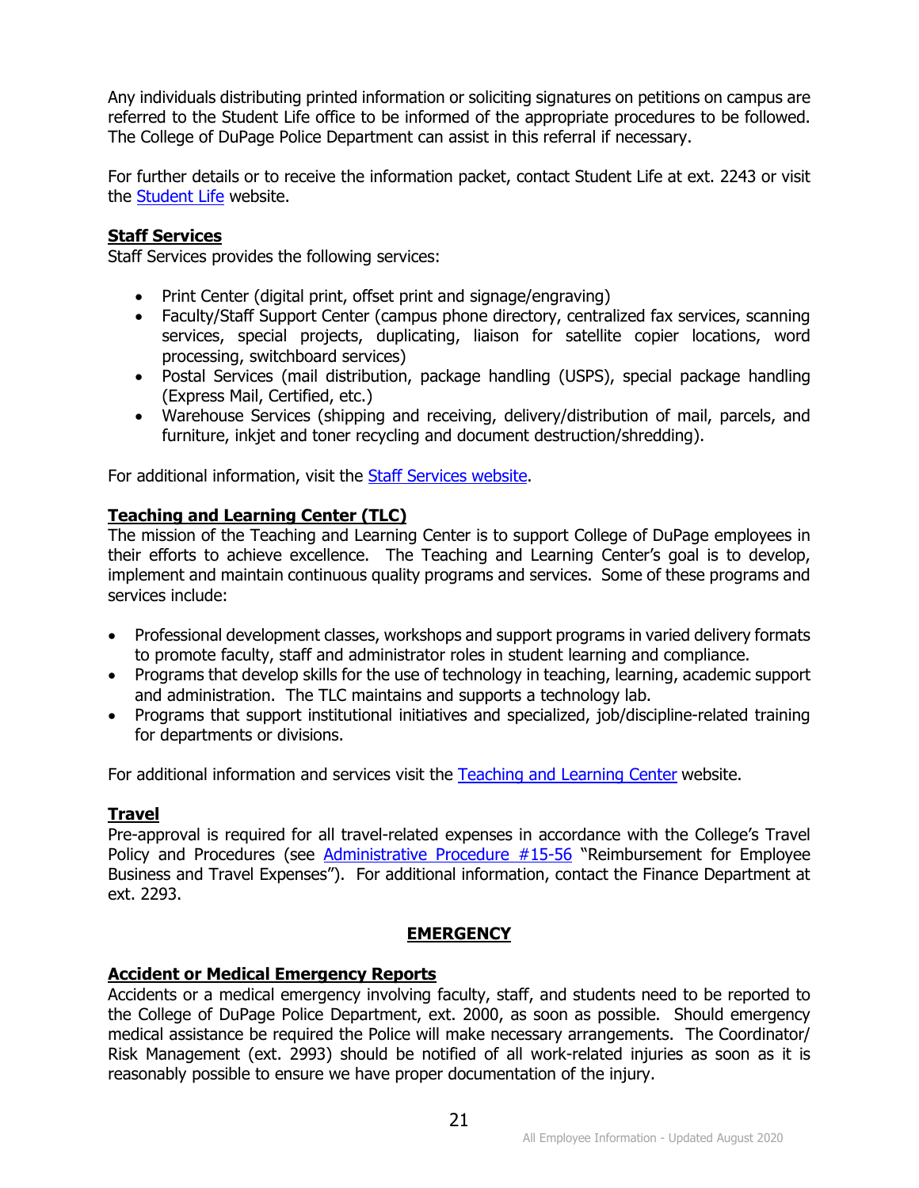Any individuals distributing printed information or soliciting signatures on petitions on campus are referred to the Student Life office to be informed of the appropriate procedures to be followed. The College of DuPage Police Department can assist in this referral if necessary.

For further details or to receive the information packet, contact Student Life at ext. 2243 or visit the Student Life website.

**Staff Services**

Staff Services provides the following services:

- Print Center (digital print, offset print and signage/engraving)
- Faculty/Staff Support Center (campus phone directory, centralized fax services, scanning services, special projects, duplicating, liaison for satellite copier locations, word processing, switchboard services)
- Postal Services (mail distribution, package handling (USPS), special package handling (Express Mail, Certified, etc.)
- Warehouse Services (shipping and receiving, delivery/distribution of mail, parcels, and furniture, inkjet and toner recycling and document destruction/shredding).

For additional information, visit the Staff Services website.

**Teaching and Learning Center (TLC)**

The mission of the Teaching and Learning Center is to support College of DuPage employees in their efforts to achieve excellence. The Teaching and Learning Center's goal is to develop, implement and maintain continuous quality programs and services. Some of these programs and services include:

- Professional development classes, workshops and support programs in varied delivery formats to promote faculty, staff and administrator roles in student learning and compliance.
- Programs that develop skills for the use of technology in teaching, learning, academic support and administration. The TLC maintains and supports a technology lab.
- Programs that support institutional initiatives and specialized, job/discipline-related training for departments or divisions.

For additional information and services visit the Teaching and Learning Center website.

**Travel**

Pre-approval is required for all travel-related expenses in accordance with the College's Travel Policy and Procedures (see Administrative Procedure #15-56 "Reimbursement for Employee Business and Travel Expenses"). For additional information, contact the Finance Department at ext. 2293.

## EMERGENCY

**Accident or Medical Emergency Reports**

Accidents or a medical emergency involving faculty, staff, and students need to be reported to the College of DuPage Police Department, ext. 2000, as soon as possible. Should emergency medical assistance be required the Police will make necessary arrangements. The Coordinator/ Risk Management (ext. 2993) should be notified of all work-related injuries as soon as it is reasonably possible to ensure we have proper documentation of the injury.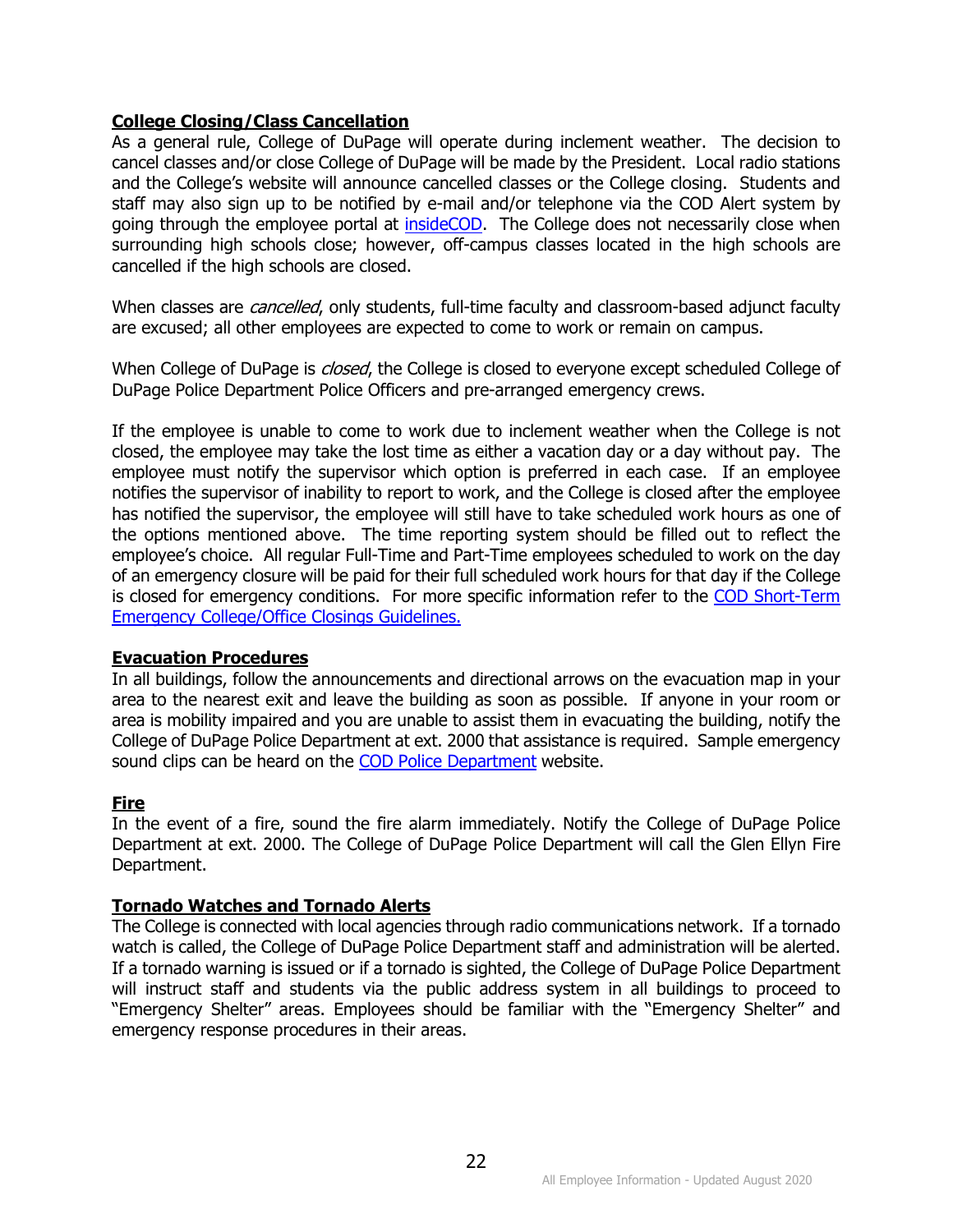**College Closing/Class Cancellation**

As a general rule, College of DuPage will operate during inclement weather. The decision to cancel classes and/or close College of DuPage will be made by the President. Local radio stations and the College's website will announce cancelled classes or the College closing. Students and staff may also sign up to be notified by e-mail and/or telephone via the COD Alert system by going through the employee portal at insideCOD. The College does not necessarily close when surrounding high schools close; however, off-campus classes located in the high schools are cancelled if the high schools are closed.

When classes are *cancelled*, only students, full-time faculty and classroom-based adjunct faculty are excused; all other employees are expected to come to work or remain on campus.

When College of DuPage is *closed*, the College is closed to everyone except scheduled College of DuPage Police Department Police Officers and pre-arranged emergency crews.

If the employee is unable to come to work due to inclement weather when the College is not closed, the employee may take the lost time as either a vacation day or a day without pay. The employee must notify the supervisor which option is preferred in each case. If an employee notifies the supervisor of inability to report to work, and the College is closed after the employee has notified the supervisor, the employee will still have to take scheduled work hours as one of the options mentioned above. The time reporting system should be filled out to reflect the employee's choice. All regular Full-Time and Part-Time employees scheduled to work on the day of an emergency closure will be paid for their full scheduled work hours for that day if the College is closed for emergency conditions. For more specific information refer to the COD Short-Term Emergency College/Office Closings Guidelines.

**Evacuation Procedures**

In all buildings, follow the announcements and directional arrows on the evacuation map in your area to the nearest exit and leave the building as soon as possible. If anyone in your room or area is mobility impaired and you are unable to assist them in evacuating the building, notify the College of DuPage Police Department at ext. 2000 that assistance is required. Sample emergency sound clips can be heard on the COD Police Department website.

**Fire**

In the event of a fire, sound the fire alarm immediately. Notify the College of DuPage Police Department at ext. 2000. The College of DuPage Police Department will call the Glen Ellyn Fire Department.

**Tornado Watches and Tornado Alerts**

The College is connected with local agencies through radio communications network. If a tornado watch is called, the College of DuPage Police Department staff and administration will be alerted. If a tornado warning is issued or if a tornado is sighted, the College of DuPage Police Department will instruct staff and students via the public address system in all buildings to proceed to "Emergency Shelter" areas. Employees should be familiar with the "Emergency Shelter" and emergency response procedures in their areas.